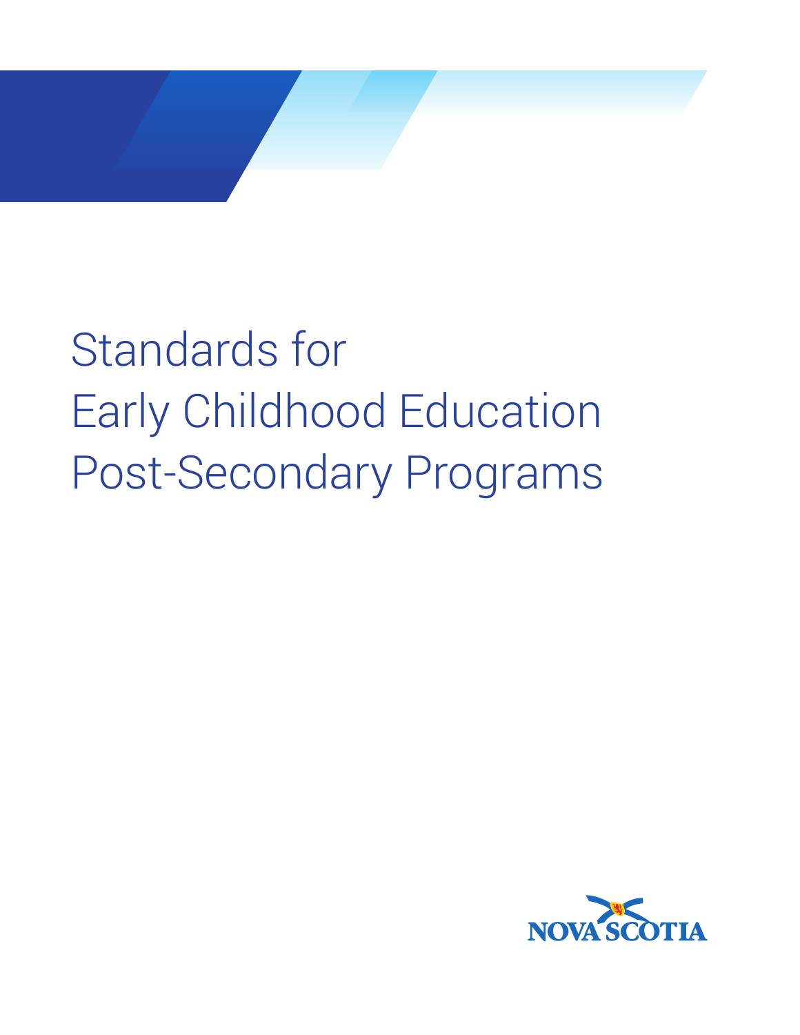# Standards for Early Childhood Education Post-Secondary Programs

NOVA SCOTIA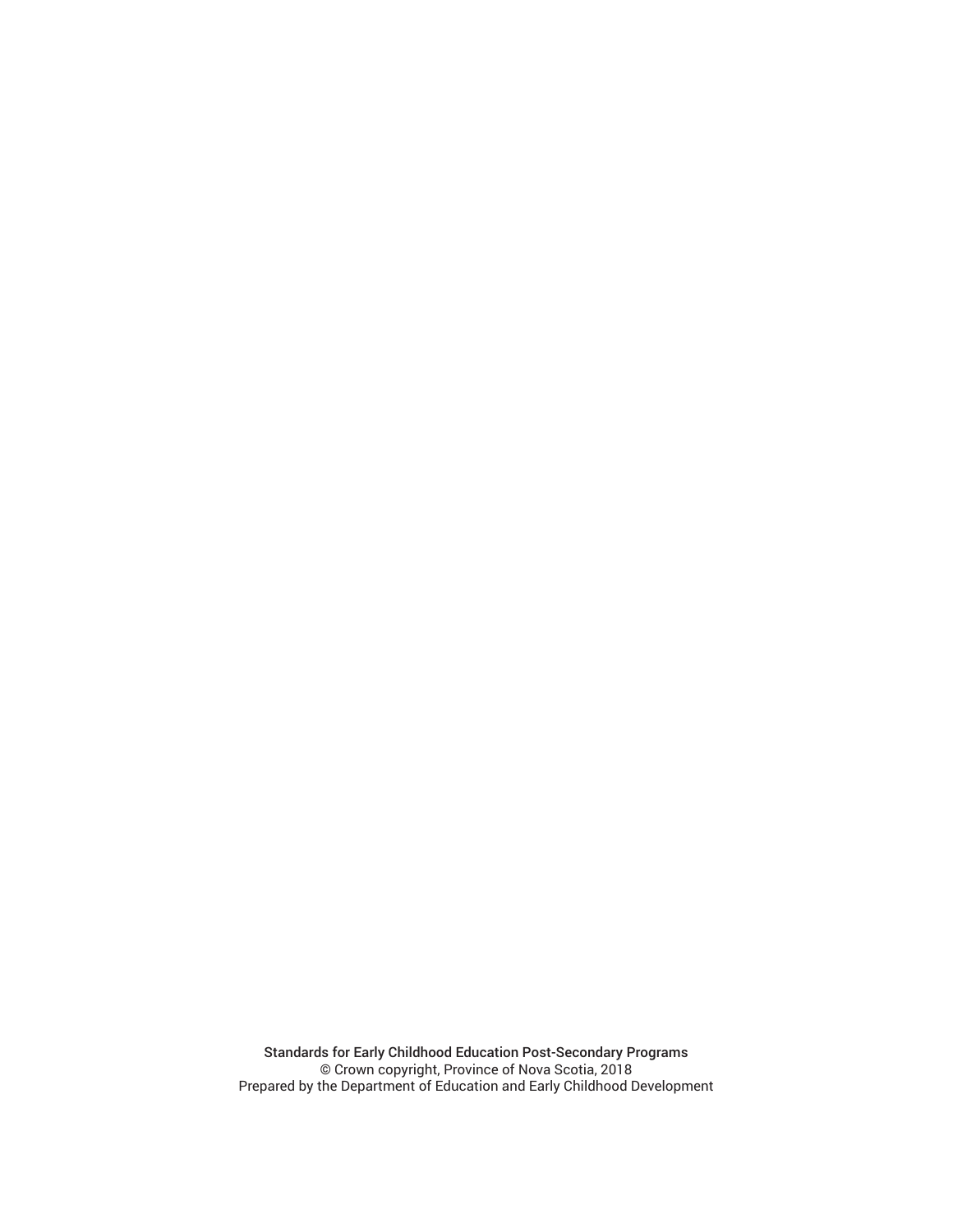Standards for Early Childhood Education Post-Secondary Programs
© Crown copyright, Province of Nova Scotia, 2018
Prepared by the Department of Education and Early Childhood Development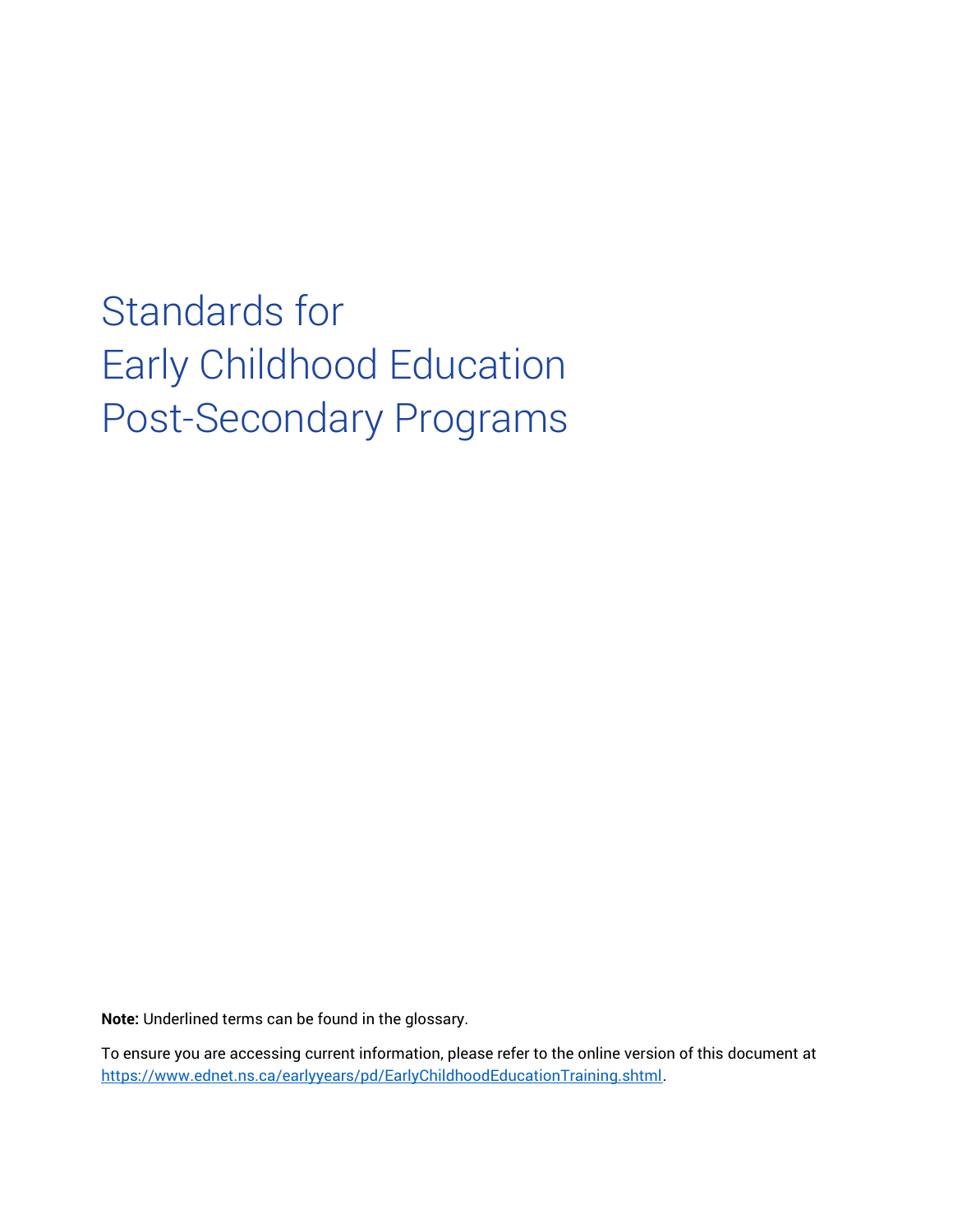# Standards for Early Childhood Education Post-Secondary Programs

**Note:** Underlined terms can be found in the glossary.

To ensure you are accessing current information, please refer to the online version of this document at https://www.ednet.ns.ca/earlyyears/pd/EarlyChildhoodEducationTraining.shtml.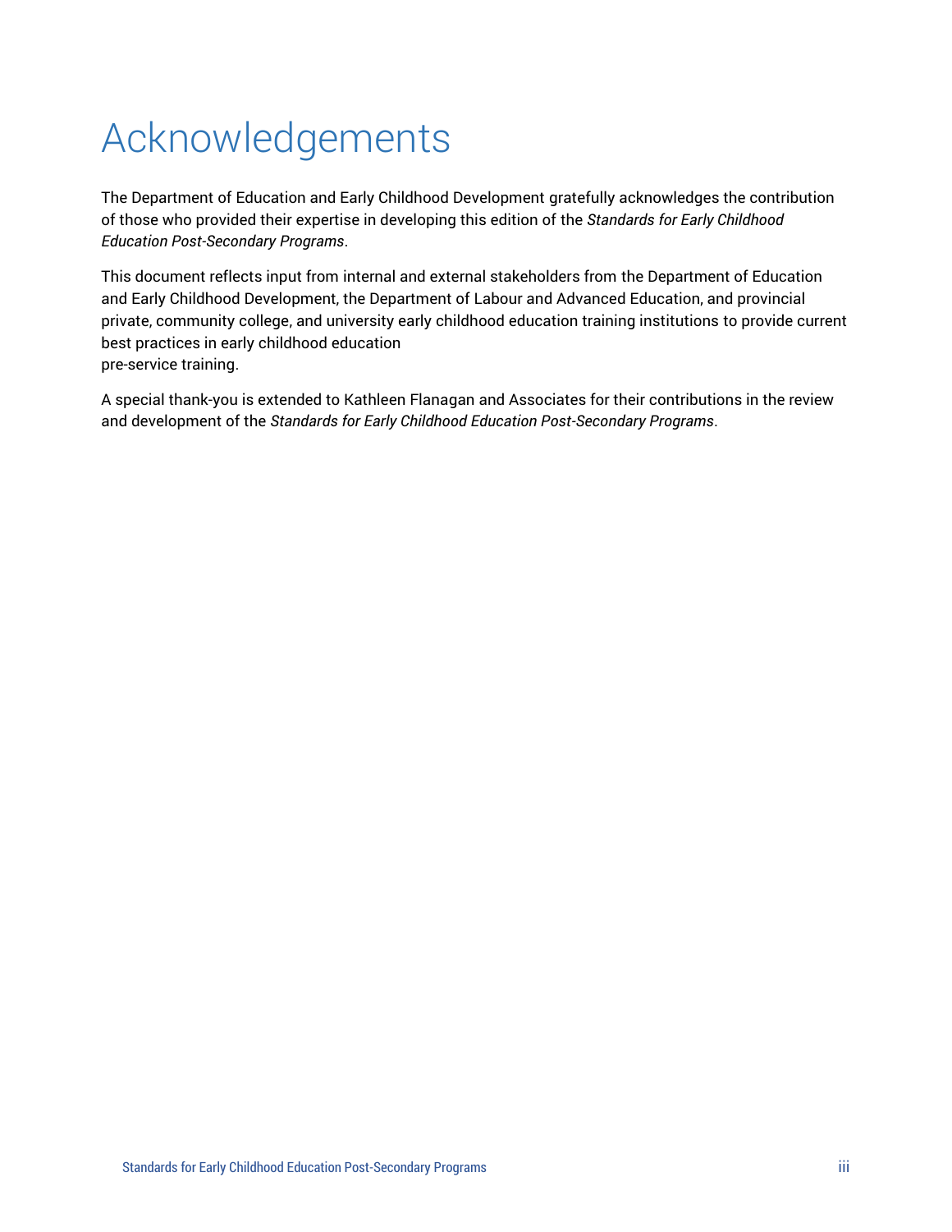# Acknowledgements

The Department of Education and Early Childhood Development gratefully acknowledges the contribution of those who provided their expertise in developing this edition of the *Standards for Early Childhood Education Post-Secondary Programs*.

This document reflects input from internal and external stakeholders from the Department of Education and Early Childhood Development, the Department of Labour and Advanced Education, and provincial private, community college, and university early childhood education training institutions to provide current best practices in early childhood education pre-service training.

A special thank-you is extended to Kathleen Flanagan and Associates for their contributions in the review and development of the *Standards for Early Childhood Education Post-Secondary Programs*.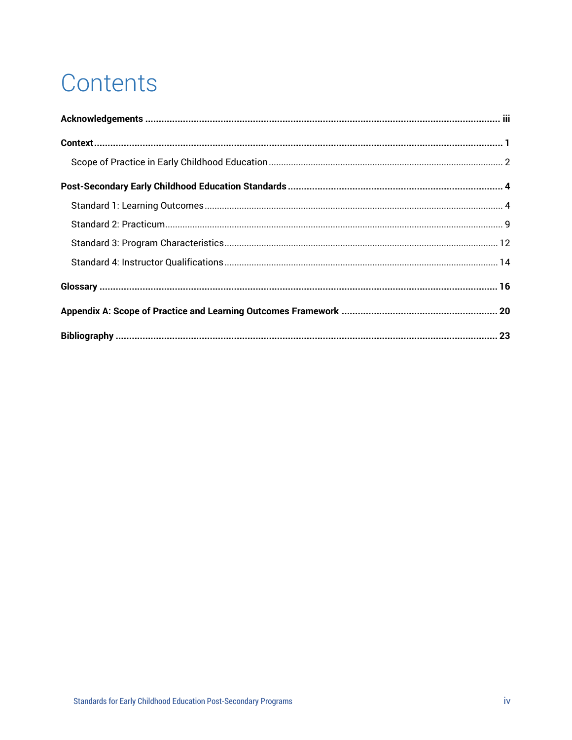# Contents

**Acknowledgements** ..... **iii**

**Context** ..... **1**

- Scope of Practice in Early Childhood Education ..... 2

**Post-Secondary Early Childhood Education Standards** ..... **4**

- Standard 1: Learning Outcomes ..... 4
- Standard 2: Practicum ..... 9
- Standard 3: Program Characteristics ..... 12
- Standard 4: Instructor Qualifications ..... 14

**Glossary** ..... **16**

**Appendix A: Scope of Practice and Learning Outcomes Framework** ..... **20**

**Bibliography** ..... **23**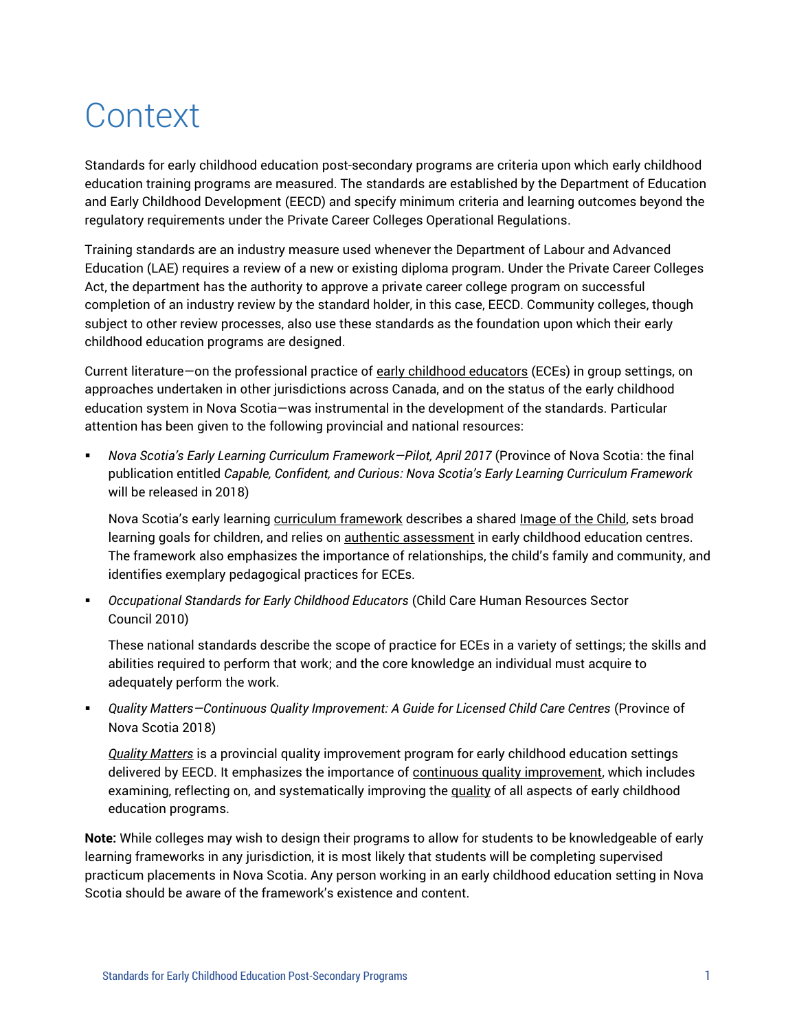# Context

Standards for early childhood education post-secondary programs are criteria upon which early childhood education training programs are measured. The standards are established by the Department of Education and Early Childhood Development (EECD) and specify minimum criteria and learning outcomes beyond the regulatory requirements under the Private Career Colleges Operational Regulations.

Training standards are an industry measure used whenever the Department of Labour and Advanced Education (LAE) requires a review of a new or existing diploma program. Under the Private Career Colleges Act, the department has the authority to approve a private career college program on successful completion of an industry review by the standard holder, in this case, EECD. Community colleges, though subject to other review processes, also use these standards as the foundation upon which their early childhood education programs are designed.

Current literature—on the professional practice of early childhood educators (ECEs) in group settings, on approaches undertaken in other jurisdictions across Canada, and on the status of the early childhood education system in Nova Scotia—was instrumental in the development of the standards. Particular attention has been given to the following provincial and national resources:

- *Nova Scotia's Early Learning Curriculum Framework—Pilot, April 2017* (Province of Nova Scotia: the final publication entitled *Capable, Confident, and Curious: Nova Scotia's Early Learning Curriculum Framework* will be released in 2018)

  Nova Scotia's early learning curriculum framework describes a shared Image of the Child, sets broad learning goals for children, and relies on authentic assessment in early childhood education centres. The framework also emphasizes the importance of relationships, the child's family and community, and identifies exemplary pedagogical practices for ECEs.

- *Occupational Standards for Early Childhood Educators* (Child Care Human Resources Sector Council 2010)

  These national standards describe the scope of practice for ECEs in a variety of settings; the skills and abilities required to perform that work; and the core knowledge an individual must acquire to adequately perform the work.

- *Quality Matters—Continuous Quality Improvement: A Guide for Licensed Child Care Centres* (Province of Nova Scotia 2018)

  *Quality Matters* is a provincial quality improvement program for early childhood education settings delivered by EECD. It emphasizes the importance of continuous quality improvement, which includes examining, reflecting on, and systematically improving the quality of all aspects of early childhood education programs.

**Note:** While colleges may wish to design their programs to allow for students to be knowledgeable of early learning frameworks in any jurisdiction, it is most likely that students will be completing supervised practicum placements in Nova Scotia. Any person working in an early childhood education setting in Nova Scotia should be aware of the framework's existence and content.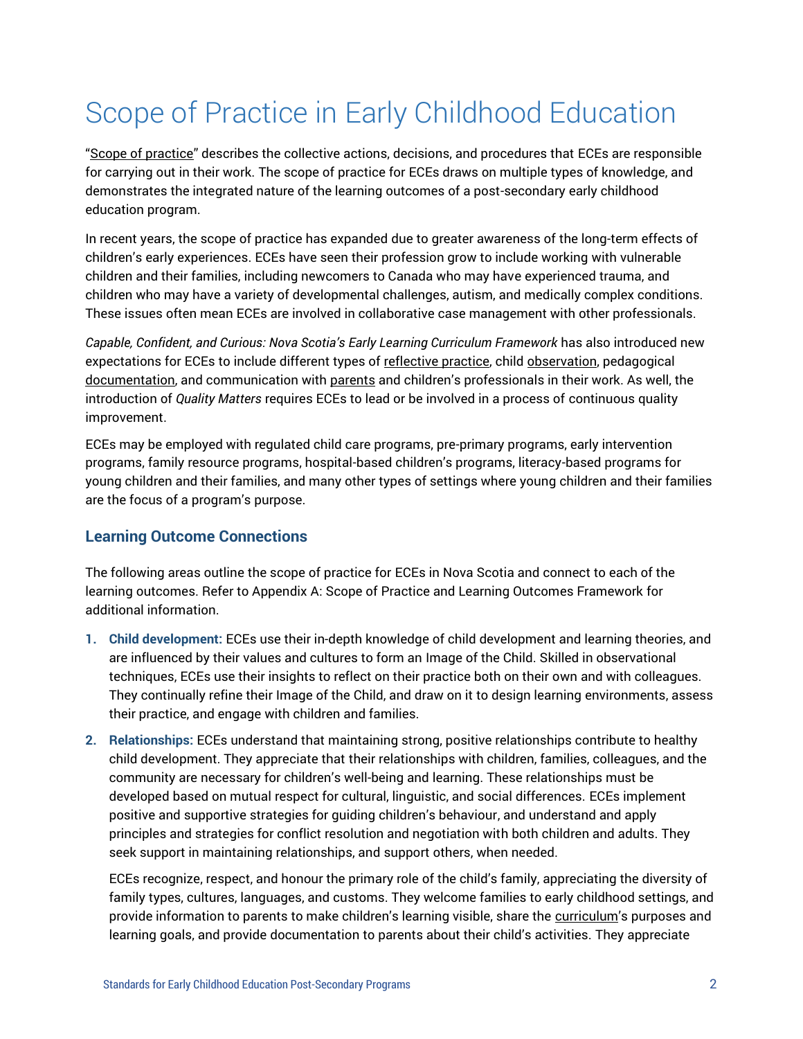# Scope of Practice in Early Childhood Education

"Scope of practice" describes the collective actions, decisions, and procedures that ECEs are responsible for carrying out in their work. The scope of practice for ECEs draws on multiple types of knowledge, and demonstrates the integrated nature of the learning outcomes of a post-secondary early childhood education program.

In recent years, the scope of practice has expanded due to greater awareness of the long-term effects of children's early experiences. ECEs have seen their profession grow to include working with vulnerable children and their families, including newcomers to Canada who may have experienced trauma, and children who may have a variety of developmental challenges, autism, and medically complex conditions. These issues often mean ECEs are involved in collaborative case management with other professionals.

*Capable, Confident, and Curious: Nova Scotia's Early Learning Curriculum Framework* has also introduced new expectations for ECEs to include different types of reflective practice, child observation, pedagogical documentation, and communication with parents and children's professionals in their work. As well, the introduction of *Quality Matters* requires ECEs to lead or be involved in a process of continuous quality improvement.

ECEs may be employed with regulated child care programs, pre-primary programs, early intervention programs, family resource programs, hospital-based children's programs, literacy-based programs for young children and their families, and many other types of settings where young children and their families are the focus of a program's purpose.

## Learning Outcome Connections

The following areas outline the scope of practice for ECEs in Nova Scotia and connect to each of the learning outcomes. Refer to Appendix A: Scope of Practice and Learning Outcomes Framework for additional information.

1. **Child development:** ECEs use their in-depth knowledge of child development and learning theories, and are influenced by their values and cultures to form an Image of the Child. Skilled in observational techniques, ECEs use their insights to reflect on their practice both on their own and with colleagues. They continually refine their Image of the Child, and draw on it to design learning environments, assess their practice, and engage with children and families.

2. **Relationships:** ECEs understand that maintaining strong, positive relationships contribute to healthy child development. They appreciate that their relationships with children, families, colleagues, and the community are necessary for children's well-being and learning. These relationships must be developed based on mutual respect for cultural, linguistic, and social differences. ECEs implement positive and supportive strategies for guiding children's behaviour, and understand and apply principles and strategies for conflict resolution and negotiation with both children and adults. They seek support in maintaining relationships, and support others, when needed.

   ECEs recognize, respect, and honour the primary role of the child's family, appreciating the diversity of family types, cultures, languages, and customs. They welcome families to early childhood settings, and provide information to parents to make children's learning visible, share the curriculum's purposes and learning goals, and provide documentation to parents about their child's activities. They appreciate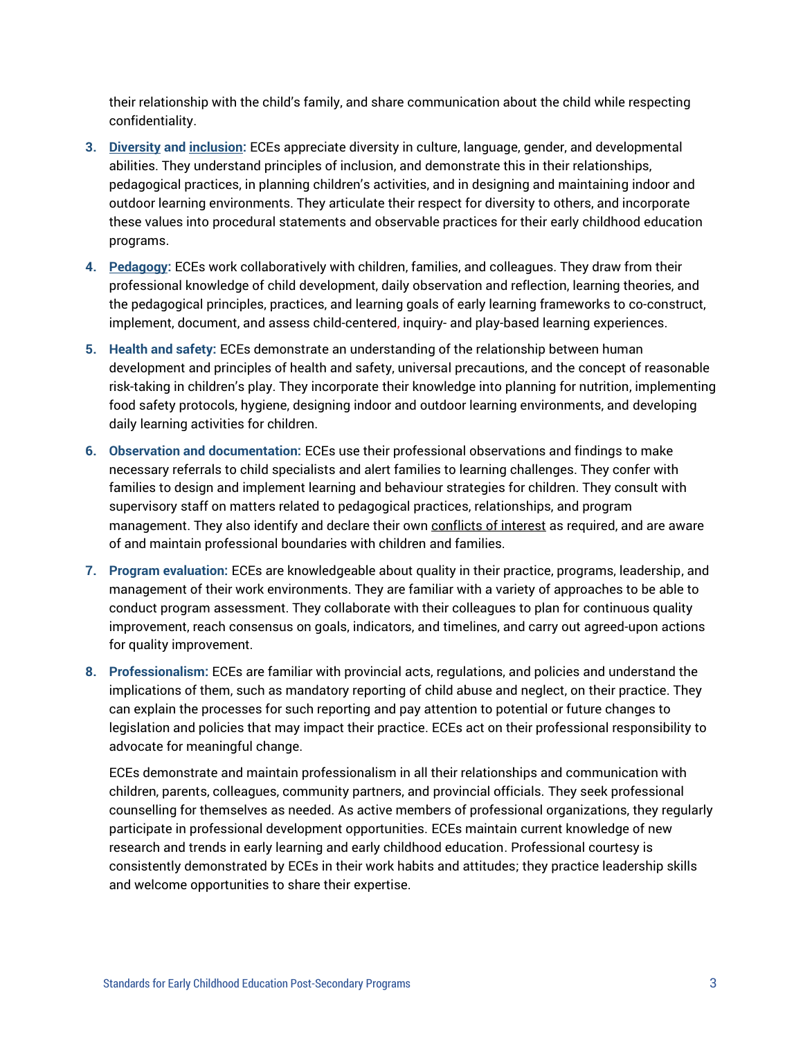their relationship with the child's family, and share communication about the child while respecting confidentiality.

3. **Diversity and inclusion:** ECEs appreciate diversity in culture, language, gender, and developmental abilities. They understand principles of inclusion, and demonstrate this in their relationships, pedagogical practices, in planning children's activities, and in designing and maintaining indoor and outdoor learning environments. They articulate their respect for diversity to others, and incorporate these values into procedural statements and observable practices for their early childhood education programs.

4. **Pedagogy:** ECEs work collaboratively with children, families, and colleagues. They draw from their professional knowledge of child development, daily observation and reflection, learning theories, and the pedagogical principles, practices, and learning goals of early learning frameworks to co-construct, implement, document, and assess child-centered, inquiry- and play-based learning experiences.

5. **Health and safety:** ECEs demonstrate an understanding of the relationship between human development and principles of health and safety, universal precautions, and the concept of reasonable risk-taking in children's play. They incorporate their knowledge into planning for nutrition, implementing food safety protocols, hygiene, designing indoor and outdoor learning environments, and developing daily learning activities for children.

6. **Observation and documentation:** ECEs use their professional observations and findings to make necessary referrals to child specialists and alert families to learning challenges. They confer with families to design and implement learning and behaviour strategies for children. They consult with supervisory staff on matters related to pedagogical practices, relationships, and program management. They also identify and declare their own conflicts of interest as required, and are aware of and maintain professional boundaries with children and families.

7. **Program evaluation:** ECEs are knowledgeable about quality in their practice, programs, leadership, and management of their work environments. They are familiar with a variety of approaches to be able to conduct program assessment. They collaborate with their colleagues to plan for continuous quality improvement, reach consensus on goals, indicators, and timelines, and carry out agreed-upon actions for quality improvement.

8. **Professionalism:** ECEs are familiar with provincial acts, regulations, and policies and understand the implications of them, such as mandatory reporting of child abuse and neglect, on their practice. They can explain the processes for such reporting and pay attention to potential or future changes to legislation and policies that may impact their practice. ECEs act on their professional responsibility to advocate for meaningful change.

   ECEs demonstrate and maintain professionalism in all their relationships and communication with children, parents, colleagues, community partners, and provincial officials. They seek professional counselling for themselves as needed. As active members of professional organizations, they regularly participate in professional development opportunities. ECEs maintain current knowledge of new research and trends in early learning and early childhood education. Professional courtesy is consistently demonstrated by ECEs in their work habits and attitudes; they practice leadership skills and welcome opportunities to share their expertise.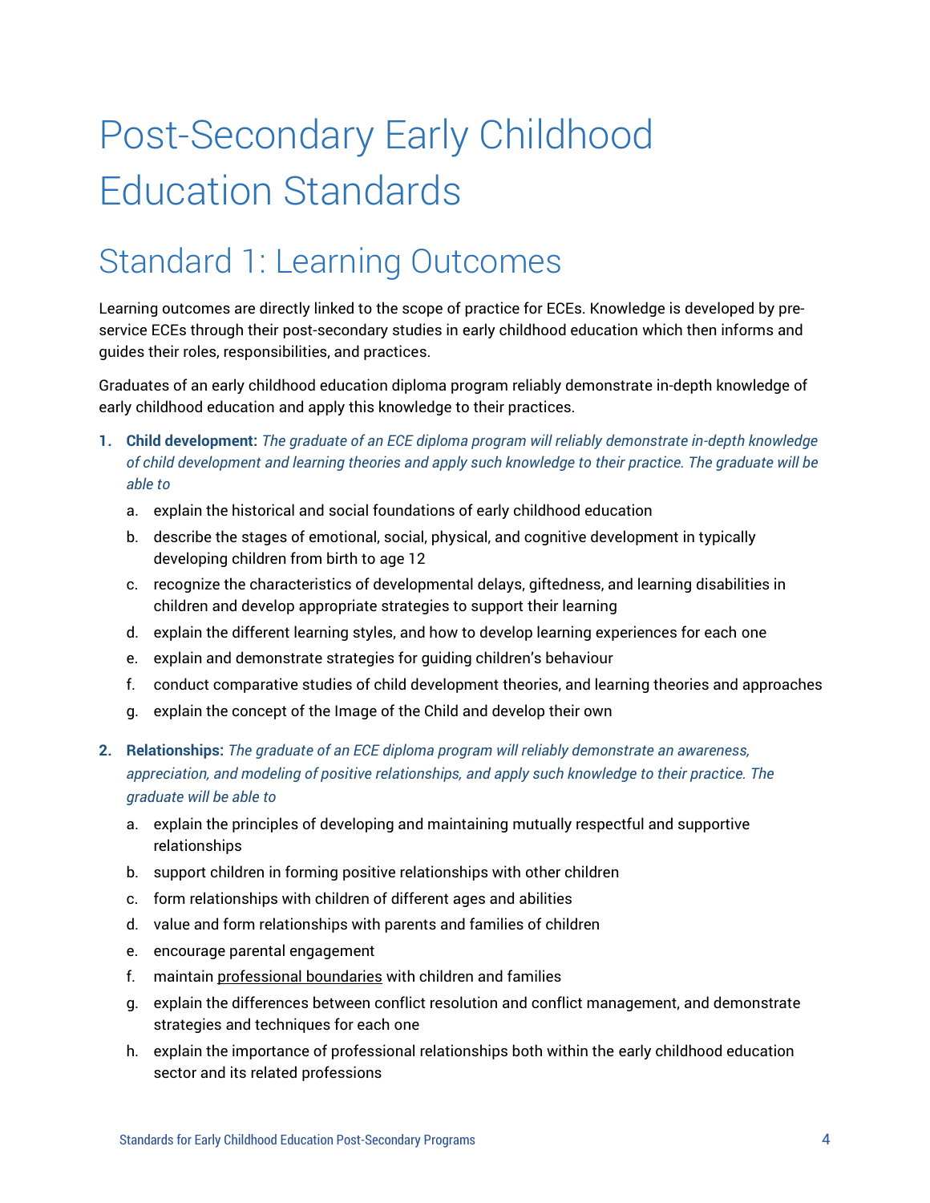# Post-Secondary Early Childhood Education Standards

## Standard 1: Learning Outcomes

Learning outcomes are directly linked to the scope of practice for ECEs. Knowledge is developed by pre-service ECEs through their post-secondary studies in early childhood education which then informs and guides their roles, responsibilities, and practices.

Graduates of an early childhood education diploma program reliably demonstrate in-depth knowledge of early childhood education and apply this knowledge to their practices.

1. **Child development:** *The graduate of an ECE diploma program will reliably demonstrate in-depth knowledge of child development and learning theories and apply such knowledge to their practice. The graduate will be able to*
   a. explain the historical and social foundations of early childhood education
   b. describe the stages of emotional, social, physical, and cognitive development in typically developing children from birth to age 12
   c. recognize the characteristics of developmental delays, giftedness, and learning disabilities in children and develop appropriate strategies to support their learning
   d. explain the different learning styles, and how to develop learning experiences for each one
   e. explain and demonstrate strategies for guiding children's behaviour
   f. conduct comparative studies of child development theories, and learning theories and approaches
   g. explain the concept of the Image of the Child and develop their own

2. **Relationships:** *The graduate of an ECE diploma program will reliably demonstrate an awareness, appreciation, and modeling of positive relationships, and apply such knowledge to their practice. The graduate will be able to*
   a. explain the principles of developing and maintaining mutually respectful and supportive relationships
   b. support children in forming positive relationships with other children
   c. form relationships with children of different ages and abilities
   d. value and form relationships with parents and families of children
   e. encourage parental engagement
   f. maintain professional boundaries with children and families
   g. explain the differences between conflict resolution and conflict management, and demonstrate strategies and techniques for each one
   h. explain the importance of professional relationships both within the early childhood education sector and its related professions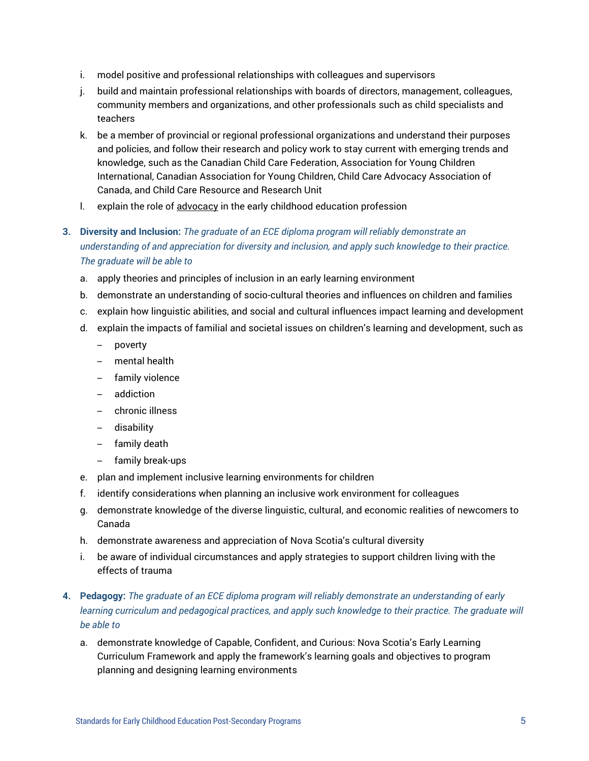i. model positive and professional relationships with colleagues and supervisors
j. build and maintain professional relationships with boards of directors, management, colleagues, community members and organizations, and other professionals such as child specialists and teachers
k. be a member of provincial or regional professional organizations and understand their purposes and policies, and follow their research and policy work to stay current with emerging trends and knowledge, such as the Canadian Child Care Federation, Association for Young Children International, Canadian Association for Young Children, Child Care Advocacy Association of Canada, and Child Care Resource and Research Unit
l. explain the role of advocacy in the early childhood education profession

3. **Diversity and Inclusion:** *The graduate of an ECE diploma program will reliably demonstrate an understanding of and appreciation for diversity and inclusion, and apply such knowledge to their practice. The graduate will be able to*
   a. apply theories and principles of inclusion in an early learning environment
   b. demonstrate an understanding of socio-cultural theories and influences on children and families
   c. explain how linguistic abilities, and social and cultural influences impact learning and development
   d. explain the impacts of familial and societal issues on children's learning and development, such as
      - poverty
      - mental health
      - family violence
      - addiction
      - chronic illness
      - disability
      - family death
      - family break-ups
   e. plan and implement inclusive learning environments for children
   f. identify considerations when planning an inclusive work environment for colleagues
   g. demonstrate knowledge of the diverse linguistic, cultural, and economic realities of newcomers to Canada
   h. demonstrate awareness and appreciation of Nova Scotia's cultural diversity
   i. be aware of individual circumstances and apply strategies to support children living with the effects of trauma

4. **Pedagogy:** *The graduate of an ECE diploma program will reliably demonstrate an understanding of early learning curriculum and pedagogical practices, and apply such knowledge to their practice. The graduate will be able to*
   a. demonstrate knowledge of Capable, Confident, and Curious: Nova Scotia's Early Learning Curriculum Framework and apply the framework's learning goals and objectives to program planning and designing learning environments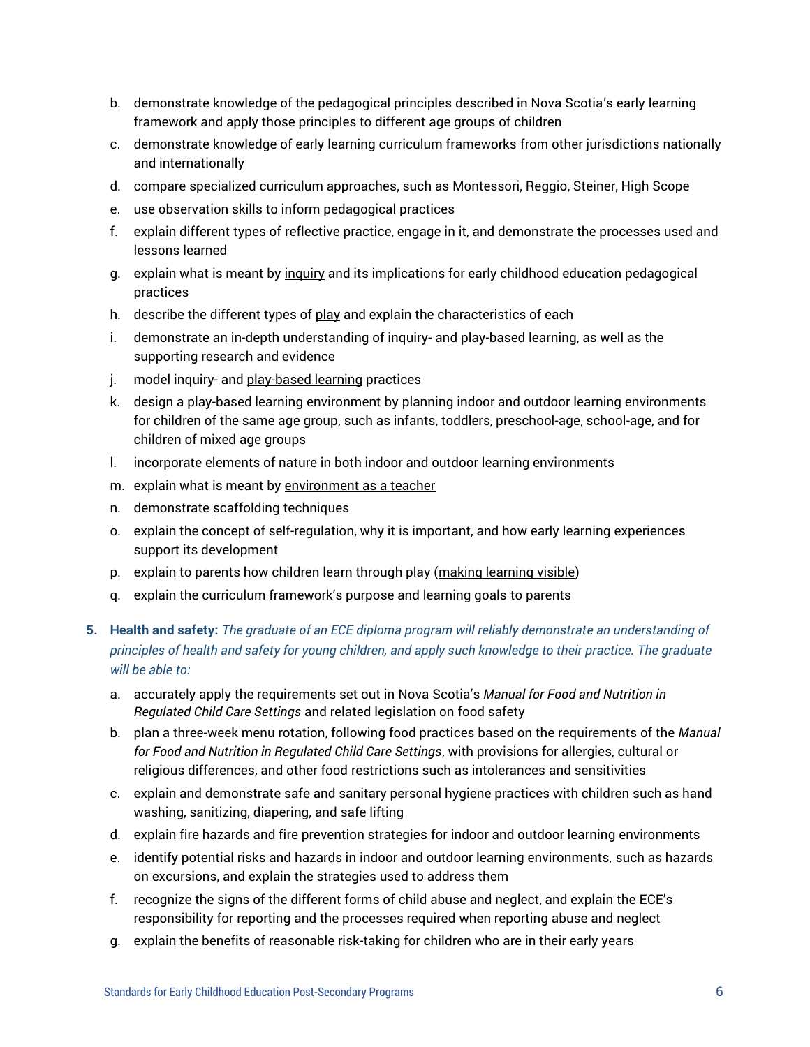b. demonstrate knowledge of the pedagogical principles described in Nova Scotia's early learning framework and apply those principles to different age groups of children
c. demonstrate knowledge of early learning curriculum frameworks from other jurisdictions nationally and internationally
d. compare specialized curriculum approaches, such as Montessori, Reggio, Steiner, High Scope
e. use observation skills to inform pedagogical practices
f. explain different types of reflective practice, engage in it, and demonstrate the processes used and lessons learned
g. explain what is meant by <u>inquiry</u> and its implications for early childhood education pedagogical practices
h. describe the different types of <u>play</u> and explain the characteristics of each
i. demonstrate an in-depth understanding of inquiry- and play-based learning, as well as the supporting research and evidence
j. model inquiry- and <u>play-based learning</u> practices
k. design a play-based learning environment by planning indoor and outdoor learning environments for children of the same age group, such as infants, toddlers, preschool-age, school-age, and for children of mixed age groups
l. incorporate elements of nature in both indoor and outdoor learning environments
m. explain what is meant by <u>environment as a teacher</u>
n. demonstrate <u>scaffolding</u> techniques
o. explain the concept of self-regulation, why it is important, and how early learning experiences support its development
p. explain to parents how children learn through play (<u>making learning visible</u>)
q. explain the curriculum framework's purpose and learning goals to parents

5. **Health and safety:** *The graduate of an ECE diploma program will reliably demonstrate an understanding of principles of health and safety for young children, and apply such knowledge to their practice. The graduate will be able to:*

   a. accurately apply the requirements set out in Nova Scotia's *Manual for Food and Nutrition in Regulated Child Care Settings* and related legislation on food safety
   b. plan a three-week menu rotation, following food practices based on the requirements of the *Manual for Food and Nutrition in Regulated Child Care Settings*, with provisions for allergies, cultural or religious differences, and other food restrictions such as intolerances and sensitivities
   c. explain and demonstrate safe and sanitary personal hygiene practices with children such as hand washing, sanitizing, diapering, and safe lifting
   d. explain fire hazards and fire prevention strategies for indoor and outdoor learning environments
   e. identify potential risks and hazards in indoor and outdoor learning environments, such as hazards on excursions, and explain the strategies used to address them
   f. recognize the signs of the different forms of child abuse and neglect, and explain the ECE's responsibility for reporting and the processes required when reporting abuse and neglect
   g. explain the benefits of reasonable risk-taking for children who are in their early years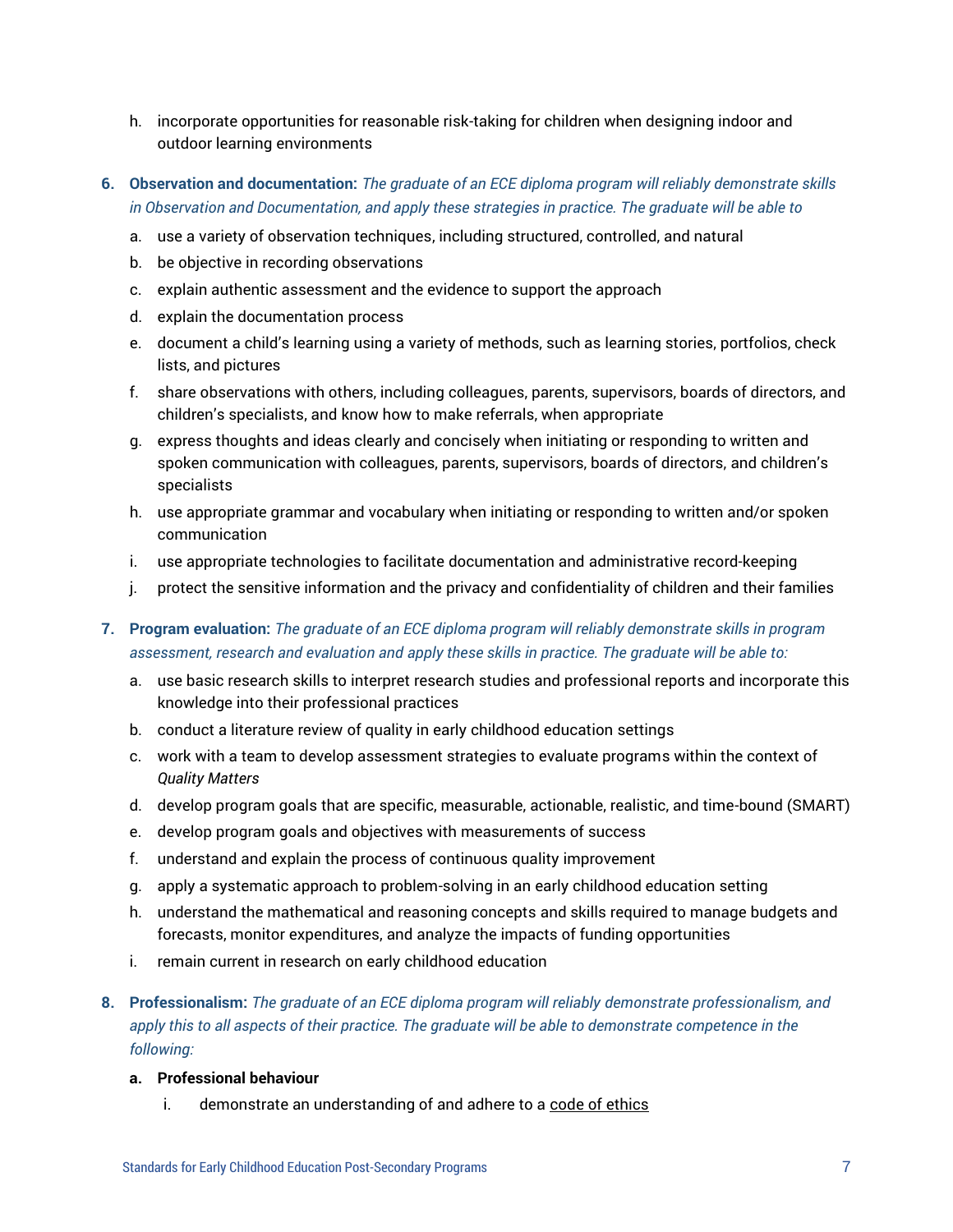h. incorporate opportunities for reasonable risk-taking for children when designing indoor and outdoor learning environments

6. **Observation and documentation:** *The graduate of an ECE diploma program will reliably demonstrate skills in Observation and Documentation, and apply these strategies in practice. The graduate will be able to*

   a. use a variety of observation techniques, including structured, controlled, and natural
   
   b. be objective in recording observations
   
   c. explain authentic assessment and the evidence to support the approach
   
   d. explain the documentation process
   
   e. document a child's learning using a variety of methods, such as learning stories, portfolios, check lists, and pictures
   
   f. share observations with others, including colleagues, parents, supervisors, boards of directors, and children's specialists, and know how to make referrals, when appropriate
   
   g. express thoughts and ideas clearly and concisely when initiating or responding to written and spoken communication with colleagues, parents, supervisors, boards of directors, and children's specialists
   
   h. use appropriate grammar and vocabulary when initiating or responding to written and/or spoken communication
   
   i. use appropriate technologies to facilitate documentation and administrative record-keeping
   
   j. protect the sensitive information and the privacy and confidentiality of children and their families

7. **Program evaluation:** *The graduate of an ECE diploma program will reliably demonstrate skills in program assessment, research and evaluation and apply these skills in practice. The graduate will be able to:*

   a. use basic research skills to interpret research studies and professional reports and incorporate this knowledge into their professional practices
   
   b. conduct a literature review of quality in early childhood education settings
   
   c. work with a team to develop assessment strategies to evaluate programs within the context of *Quality Matters*
   
   d. develop program goals that are specific, measurable, actionable, realistic, and time-bound (SMART)
   
   e. develop program goals and objectives with measurements of success
   
   f. understand and explain the process of continuous quality improvement
   
   g. apply a systematic approach to problem-solving in an early childhood education setting
   
   h. understand the mathematical and reasoning concepts and skills required to manage budgets and forecasts, monitor expenditures, and analyze the impacts of funding opportunities
   
   i. remain current in research on early childhood education

8. **Professionalism:** *The graduate of an ECE diploma program will reliably demonstrate professionalism, and apply this to all aspects of their practice. The graduate will be able to demonstrate competence in the following:*

   a. **Professional behaviour**
   
      i. demonstrate an understanding of and adhere to a code of ethics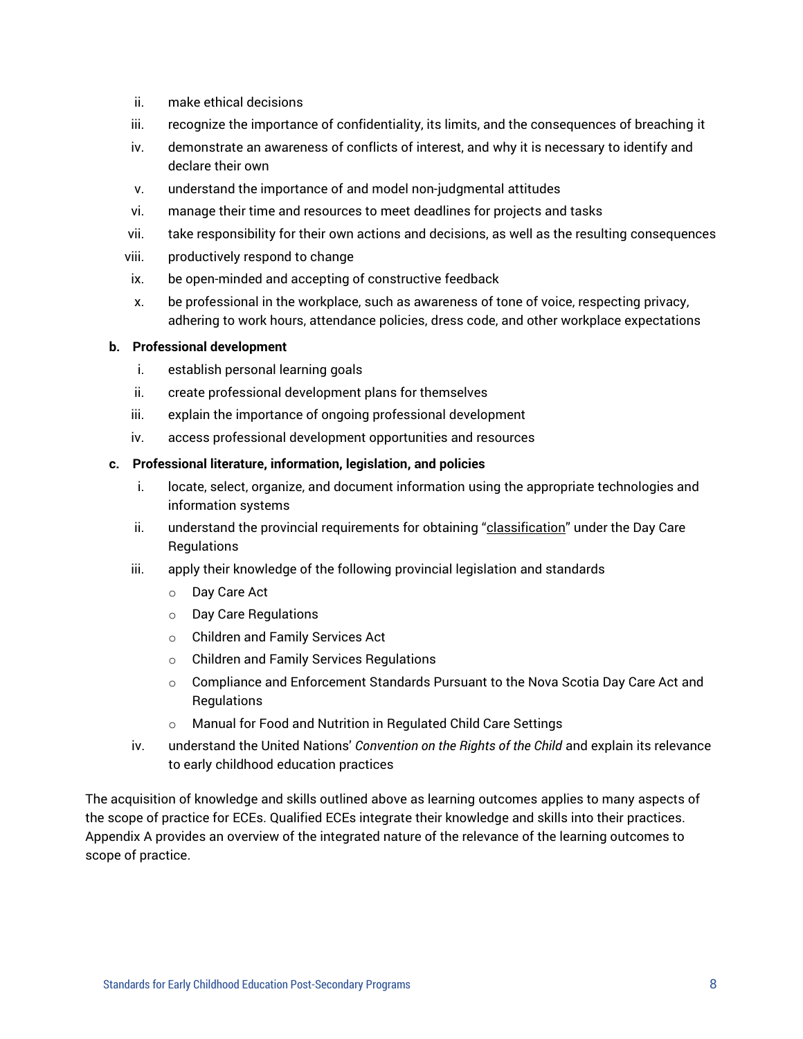ii. make ethical decisions
iii. recognize the importance of confidentiality, its limits, and the consequences of breaching it
iv. demonstrate an awareness of conflicts of interest, and why it is necessary to identify and declare their own
v. understand the importance of and model non-judgmental attitudes
vi. manage their time and resources to meet deadlines for projects and tasks
vii. take responsibility for their own actions and decisions, as well as the resulting consequences
viii. productively respond to change
ix. be open-minded and accepting of constructive feedback
x. be professional in the workplace, such as awareness of tone of voice, respecting privacy, adhering to work hours, attendance policies, dress code, and other workplace expectations

**b. Professional development**

i. establish personal learning goals
ii. create professional development plans for themselves
iii. explain the importance of ongoing professional development
iv. access professional development opportunities and resources

**c. Professional literature, information, legislation, and policies**

i. locate, select, organize, and document information using the appropriate technologies and information systems
ii. understand the provincial requirements for obtaining "classification" under the Day Care Regulations
iii. apply their knowledge of the following provincial legislation and standards
   - Day Care Act
   - Day Care Regulations
   - Children and Family Services Act
   - Children and Family Services Regulations
   - Compliance and Enforcement Standards Pursuant to the Nova Scotia Day Care Act and Regulations
   - Manual for Food and Nutrition in Regulated Child Care Settings

iv. understand the United Nations' *Convention on the Rights of the Child* and explain its relevance to early childhood education practices

The acquisition of knowledge and skills outlined above as learning outcomes applies to many aspects of the scope of practice for ECEs. Qualified ECEs integrate their knowledge and skills into their practices. Appendix A provides an overview of the integrated nature of the relevance of the learning outcomes to scope of practice.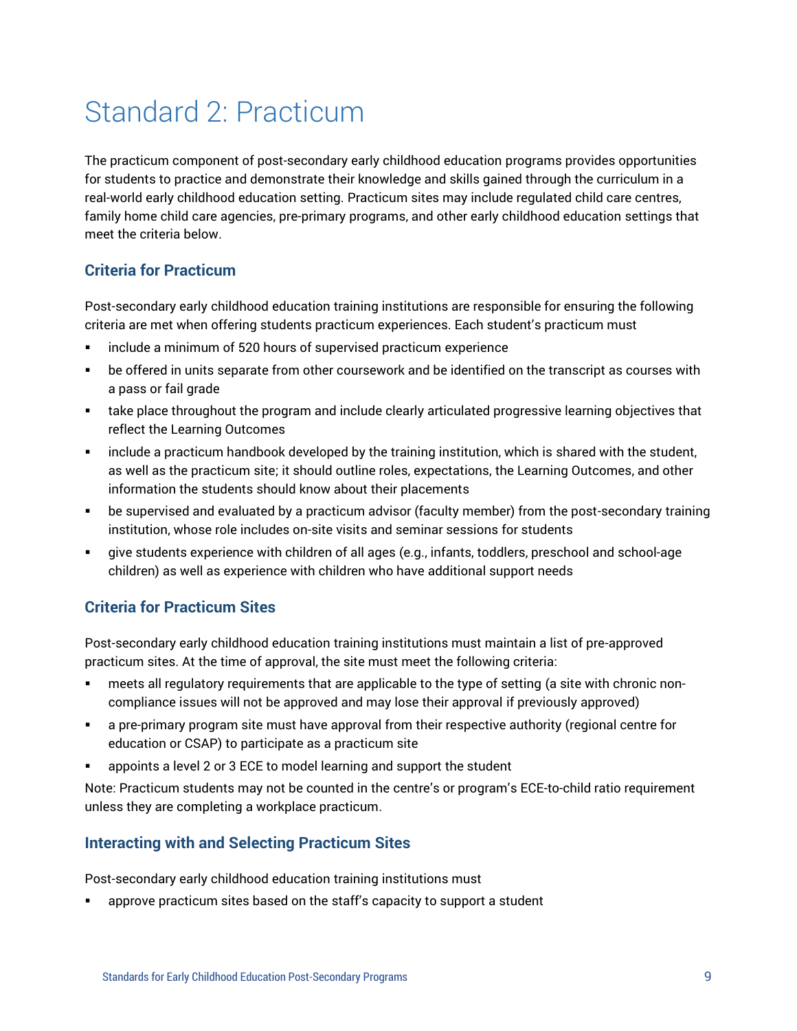# Standard 2: Practicum

The practicum component of post-secondary early childhood education programs provides opportunities for students to practice and demonstrate their knowledge and skills gained through the curriculum in a real-world early childhood education setting. Practicum sites may include regulated child care centres, family home child care agencies, pre-primary programs, and other early childhood education settings that meet the criteria below.

### Criteria for Practicum

Post-secondary early childhood education training institutions are responsible for ensuring the following criteria are met when offering students practicum experiences. Each student's practicum must

- include a minimum of 520 hours of supervised practicum experience
- be offered in units separate from other coursework and be identified on the transcript as courses with a pass or fail grade
- take place throughout the program and include clearly articulated progressive learning objectives that reflect the Learning Outcomes
- include a practicum handbook developed by the training institution, which is shared with the student, as well as the practicum site; it should outline roles, expectations, the Learning Outcomes, and other information the students should know about their placements
- be supervised and evaluated by a practicum advisor (faculty member) from the post-secondary training institution, whose role includes on-site visits and seminar sessions for students
- give students experience with children of all ages (e.g., infants, toddlers, preschool and school-age children) as well as experience with children who have additional support needs

### Criteria for Practicum Sites

Post-secondary early childhood education training institutions must maintain a list of pre-approved practicum sites. At the time of approval, the site must meet the following criteria:

- meets all regulatory requirements that are applicable to the type of setting (a site with chronic non-compliance issues will not be approved and may lose their approval if previously approved)
- a pre-primary program site must have approval from their respective authority (regional centre for education or CSAP) to participate as a practicum site
- appoints a level 2 or 3 ECE to model learning and support the student

Note: Practicum students may not be counted in the centre's or program's ECE-to-child ratio requirement unless they are completing a workplace practicum.

### Interacting with and Selecting Practicum Sites

Post-secondary early childhood education training institutions must

- approve practicum sites based on the staff's capacity to support a student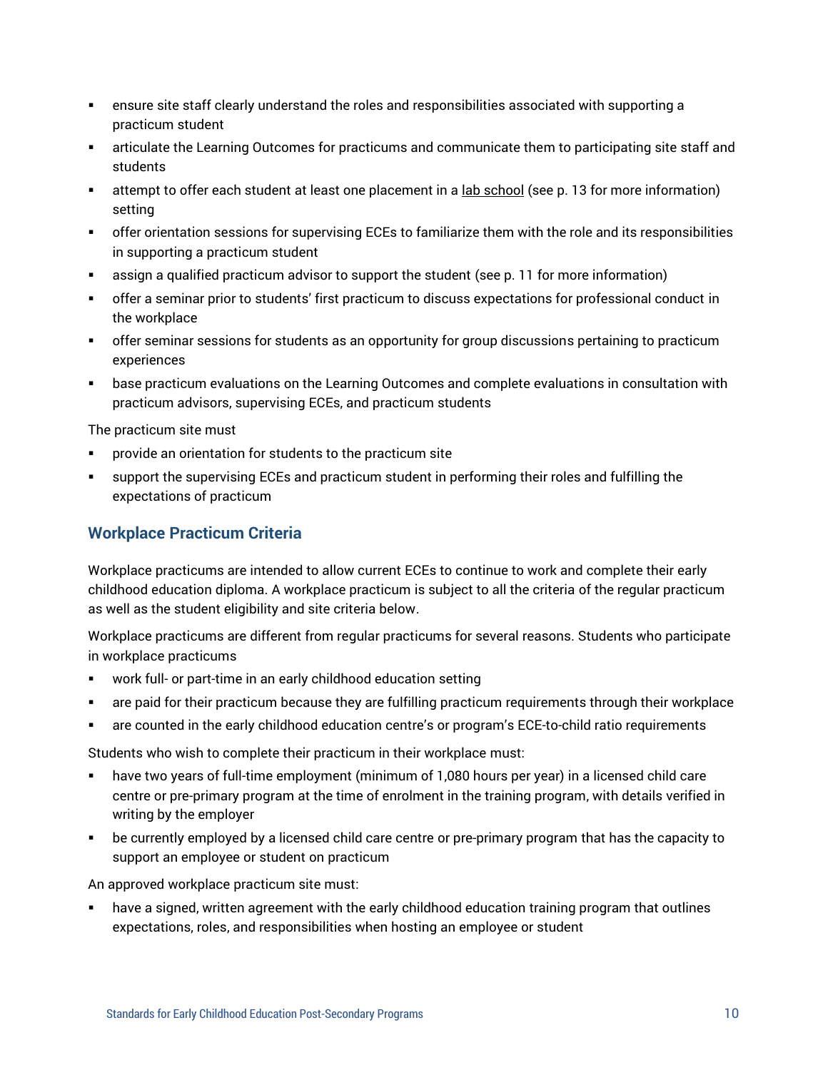- ensure site staff clearly understand the roles and responsibilities associated with supporting a practicum student
- articulate the Learning Outcomes for practicums and communicate them to participating site staff and students
- attempt to offer each student at least one placement in a lab school (see p. 13 for more information) setting
- offer orientation sessions for supervising ECEs to familiarize them with the role and its responsibilities in supporting a practicum student
- assign a qualified practicum advisor to support the student (see p. 11 for more information)
- offer a seminar prior to students' first practicum to discuss expectations for professional conduct in the workplace
- offer seminar sessions for students as an opportunity for group discussions pertaining to practicum experiences
- base practicum evaluations on the Learning Outcomes and complete evaluations in consultation with practicum advisors, supervising ECEs, and practicum students

The practicum site must

- provide an orientation for students to the practicum site
- support the supervising ECEs and practicum student in performing their roles and fulfilling the expectations of practicum

## Workplace Practicum Criteria

Workplace practicums are intended to allow current ECEs to continue to work and complete their early childhood education diploma. A workplace practicum is subject to all the criteria of the regular practicum as well as the student eligibility and site criteria below.

Workplace practicums are different from regular practicums for several reasons. Students who participate in workplace practicums

- work full- or part-time in an early childhood education setting
- are paid for their practicum because they are fulfilling practicum requirements through their workplace
- are counted in the early childhood education centre's or program's ECE-to-child ratio requirements

Students who wish to complete their practicum in their workplace must:

- have two years of full-time employment (minimum of 1,080 hours per year) in a licensed child care centre or pre-primary program at the time of enrolment in the training program, with details verified in writing by the employer
- be currently employed by a licensed child care centre or pre-primary program that has the capacity to support an employee or student on practicum

An approved workplace practicum site must:

- have a signed, written agreement with the early childhood education training program that outlines expectations, roles, and responsibilities when hosting an employee or student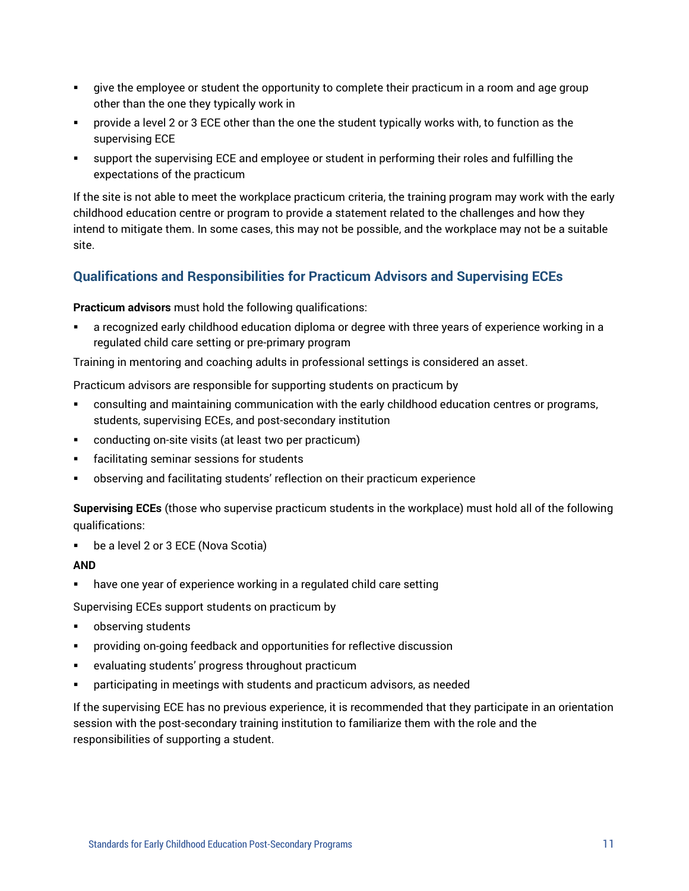- give the employee or student the opportunity to complete their practicum in a room and age group other than the one they typically work in
- provide a level 2 or 3 ECE other than the one the student typically works with, to function as the supervising ECE
- support the supervising ECE and employee or student in performing their roles and fulfilling the expectations of the practicum

If the site is not able to meet the workplace practicum criteria, the training program may work with the early childhood education centre or program to provide a statement related to the challenges and how they intend to mitigate them. In some cases, this may not be possible, and the workplace may not be a suitable site.

## Qualifications and Responsibilities for Practicum Advisors and Supervising ECEs

**Practicum advisors** must hold the following qualifications:

- a recognized early childhood education diploma or degree with three years of experience working in a regulated child care setting or pre-primary program

Training in mentoring and coaching adults in professional settings is considered an asset.

Practicum advisors are responsible for supporting students on practicum by

- consulting and maintaining communication with the early childhood education centres or programs, students, supervising ECEs, and post-secondary institution
- conducting on-site visits (at least two per practicum)
- facilitating seminar sessions for students
- observing and facilitating students' reflection on their practicum experience

**Supervising ECEs** (those who supervise practicum students in the workplace) must hold all of the following qualifications:

- be a level 2 or 3 ECE (Nova Scotia)

**AND**

- have one year of experience working in a regulated child care setting

Supervising ECEs support students on practicum by

- observing students
- providing on-going feedback and opportunities for reflective discussion
- evaluating students' progress throughout practicum
- participating in meetings with students and practicum advisors, as needed

If the supervising ECE has no previous experience, it is recommended that they participate in an orientation session with the post-secondary training institution to familiarize them with the role and the responsibilities of supporting a student.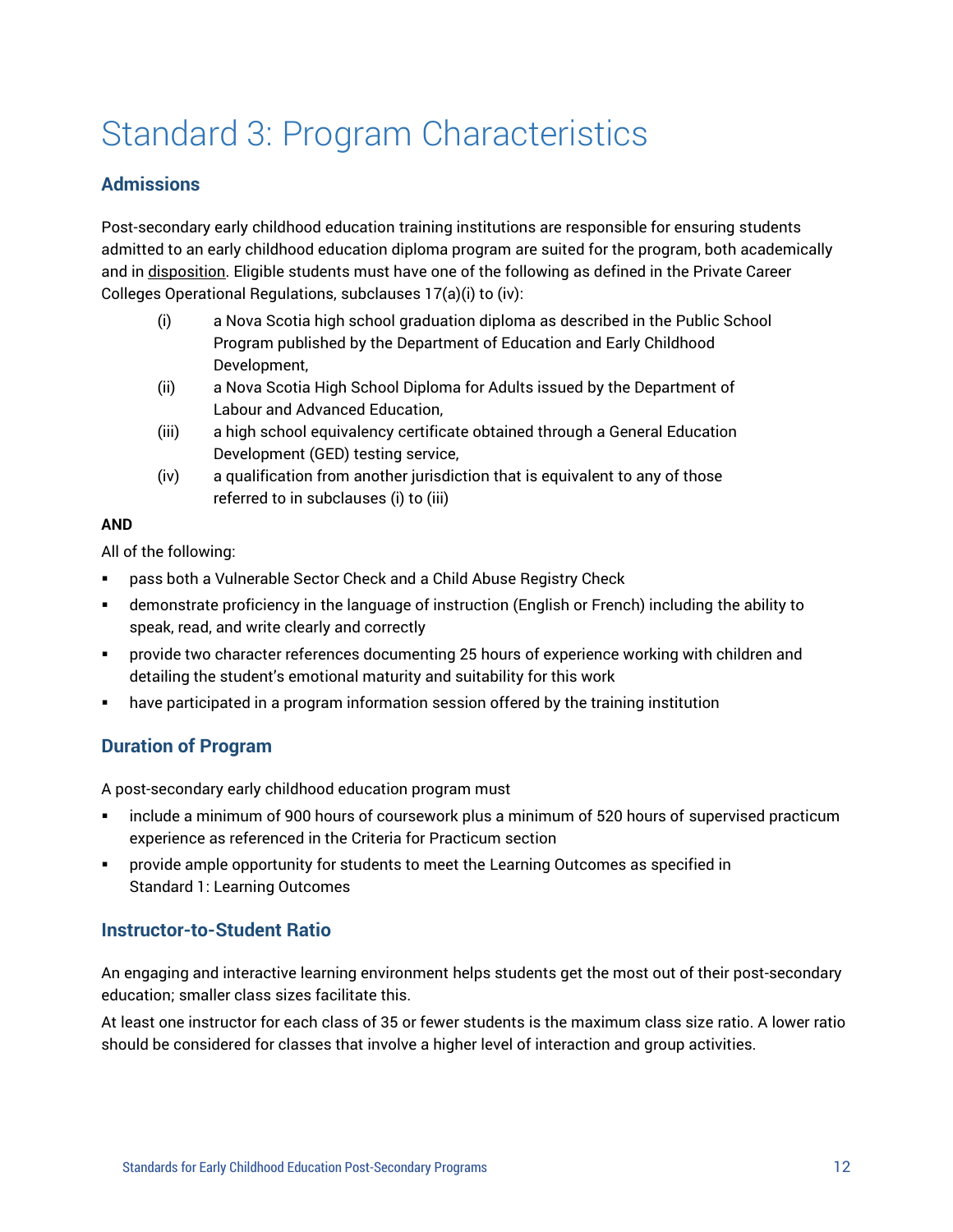# Standard 3: Program Characteristics

## Admissions

Post-secondary early childhood education training institutions are responsible for ensuring students admitted to an early childhood education diploma program are suited for the program, both academically and in disposition. Eligible students must have one of the following as defined in the Private Career Colleges Operational Regulations, subclauses 17(a)(i) to (iv):

(i) a Nova Scotia high school graduation diploma as described in the Public School Program published by the Department of Education and Early Childhood Development,

(ii) a Nova Scotia High School Diploma for Adults issued by the Department of Labour and Advanced Education,

(iii) a high school equivalency certificate obtained through a General Education Development (GED) testing service,

(iv) a qualification from another jurisdiction that is equivalent to any of those referred to in subclauses (i) to (iii)

**AND**

All of the following:

- pass both a Vulnerable Sector Check and a Child Abuse Registry Check
- demonstrate proficiency in the language of instruction (English or French) including the ability to speak, read, and write clearly and correctly
- provide two character references documenting 25 hours of experience working with children and detailing the student's emotional maturity and suitability for this work
- have participated in a program information session offered by the training institution

## Duration of Program

A post-secondary early childhood education program must

- include a minimum of 900 hours of coursework plus a minimum of 520 hours of supervised practicum experience as referenced in the Criteria for Practicum section
- provide ample opportunity for students to meet the Learning Outcomes as specified in Standard 1: Learning Outcomes

## Instructor-to-Student Ratio

An engaging and interactive learning environment helps students get the most out of their post-secondary education; smaller class sizes facilitate this.

At least one instructor for each class of 35 or fewer students is the maximum class size ratio. A lower ratio should be considered for classes that involve a higher level of interaction and group activities.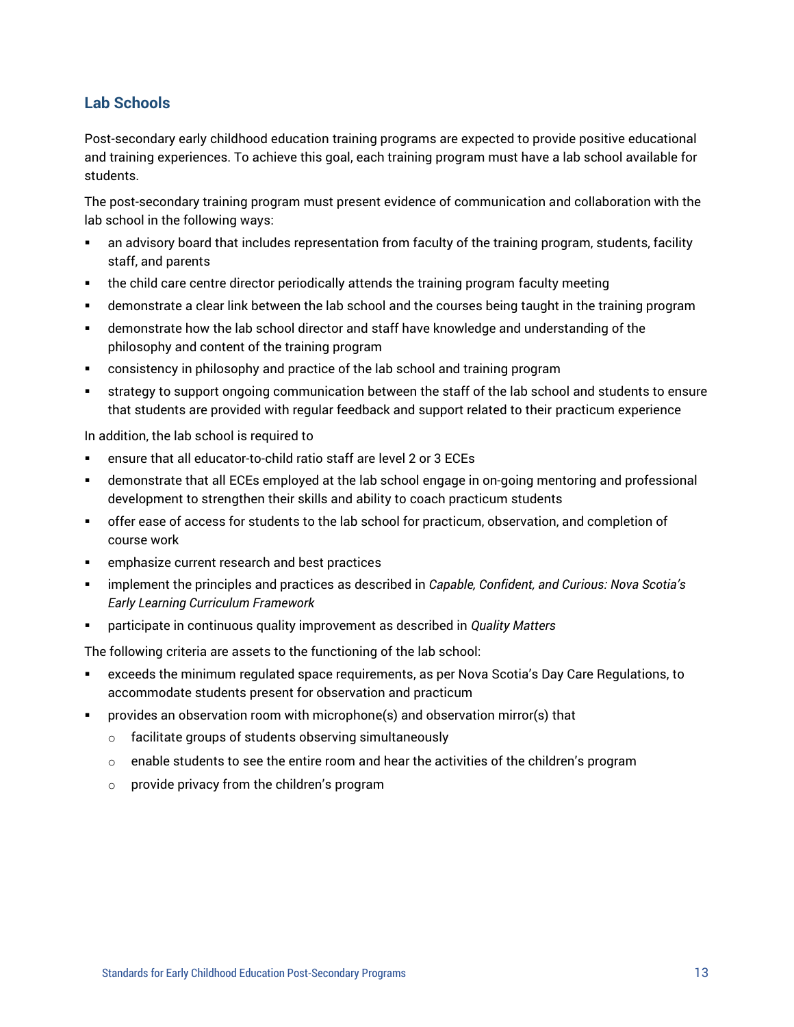## Lab Schools

Post-secondary early childhood education training programs are expected to provide positive educational and training experiences. To achieve this goal, each training program must have a lab school available for students.

The post-secondary training program must present evidence of communication and collaboration with the lab school in the following ways:

- an advisory board that includes representation from faculty of the training program, students, facility staff, and parents
- the child care centre director periodically attends the training program faculty meeting
- demonstrate a clear link between the lab school and the courses being taught in the training program
- demonstrate how the lab school director and staff have knowledge and understanding of the philosophy and content of the training program
- consistency in philosophy and practice of the lab school and training program
- strategy to support ongoing communication between the staff of the lab school and students to ensure that students are provided with regular feedback and support related to their practicum experience

In addition, the lab school is required to

- ensure that all educator-to-child ratio staff are level 2 or 3 ECEs
- demonstrate that all ECEs employed at the lab school engage in on-going mentoring and professional development to strengthen their skills and ability to coach practicum students
- offer ease of access for students to the lab school for practicum, observation, and completion of course work
- emphasize current research and best practices
- implement the principles and practices as described in *Capable, Confident, and Curious: Nova Scotia's Early Learning Curriculum Framework*
- participate in continuous quality improvement as described in *Quality Matters*

The following criteria are assets to the functioning of the lab school:

- exceeds the minimum regulated space requirements, as per Nova Scotia's Day Care Regulations, to accommodate students present for observation and practicum
- provides an observation room with microphone(s) and observation mirror(s) that
  - facilitate groups of students observing simultaneously
  - enable students to see the entire room and hear the activities of the children's program
  - provide privacy from the children's program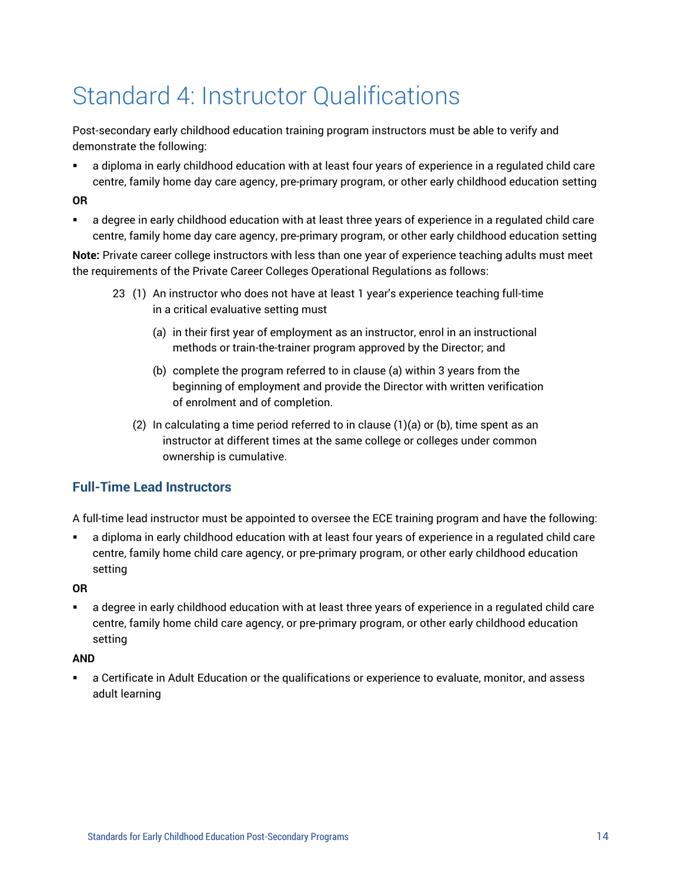# Standard 4: Instructor Qualifications

Post-secondary early childhood education training program instructors must be able to verify and demonstrate the following:

- a diploma in early childhood education with at least four years of experience in a regulated child care centre, family home day care agency, pre-primary program, or other early childhood education setting

**OR**

- a degree in early childhood education with at least three years of experience in a regulated child care centre, family home day care agency, pre-primary program, or other early childhood education setting

**Note:** Private career college instructors with less than one year of experience teaching adults must meet the requirements of the Private Career Colleges Operational Regulations as follows:

> 23 (1) An instructor who does not have at least 1 year's experience teaching full-time in a critical evaluative setting must
>
> (a) in their first year of employment as an instructor, enrol in an instructional methods or train-the-trainer program approved by the Director; and
>
> (b) complete the program referred to in clause (a) within 3 years from the beginning of employment and provide the Director with written verification of enrolment and of completion.
>
> (2) In calculating a time period referred to in clause (1)(a) or (b), time spent as an instructor at different times at the same college or colleges under common ownership is cumulative.

## Full-Time Lead Instructors

A full-time lead instructor must be appointed to oversee the ECE training program and have the following:

- a diploma in early childhood education with at least four years of experience in a regulated child care centre, family home child care agency, or pre-primary program, or other early childhood education setting

**OR**

- a degree in early childhood education with at least three years of experience in a regulated child care centre, family home child care agency, or pre-primary program, or other early childhood education setting

**AND**

- a Certificate in Adult Education or the qualifications or experience to evaluate, monitor, and assess adult learning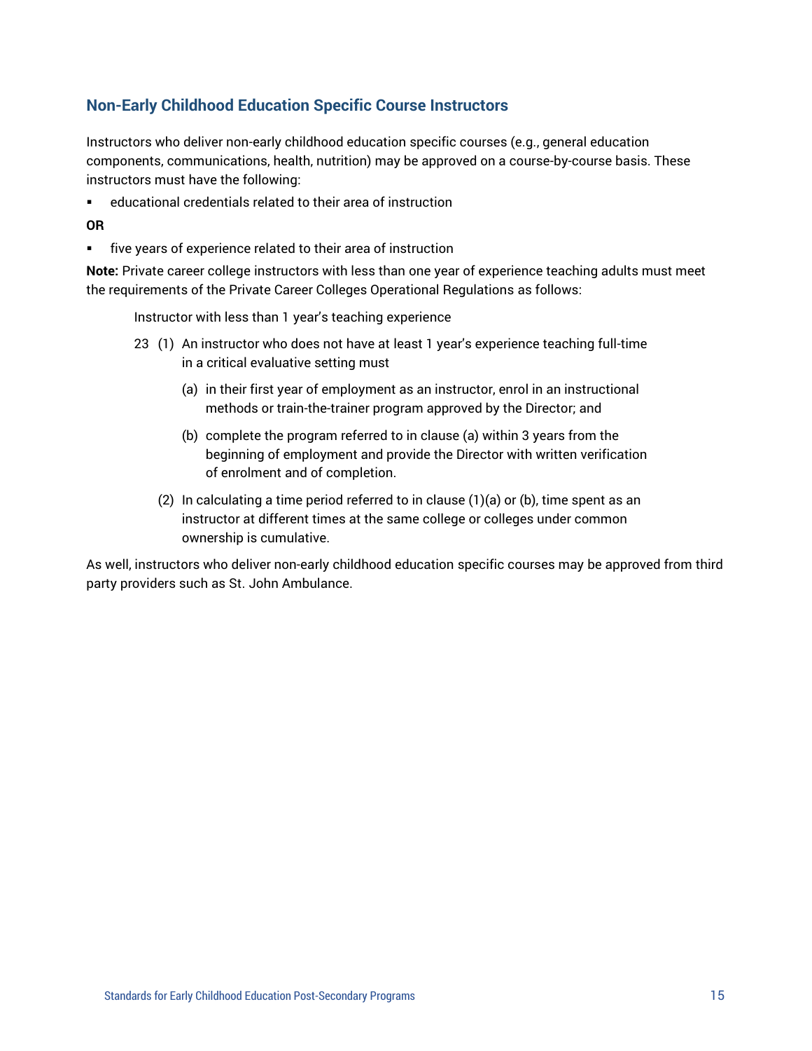## Non-Early Childhood Education Specific Course Instructors

Instructors who deliver non-early childhood education specific courses (e.g., general education components, communications, health, nutrition) may be approved on a course-by-course basis. These instructors must have the following:

- educational credentials related to their area of instruction

**OR**

- five years of experience related to their area of instruction

**Note:** Private career college instructors with less than one year of experience teaching adults must meet the requirements of the Private Career Colleges Operational Regulations as follows:

> Instructor with less than 1 year's teaching experience
>
> 23 (1) An instructor who does not have at least 1 year's experience teaching full-time in a critical evaluative setting must
>
> (a) in their first year of employment as an instructor, enrol in an instructional methods or train-the-trainer program approved by the Director; and
>
> (b) complete the program referred to in clause (a) within 3 years from the beginning of employment and provide the Director with written verification of enrolment and of completion.
>
> (2) In calculating a time period referred to in clause (1)(a) or (b), time spent as an instructor at different times at the same college or colleges under common ownership is cumulative.

As well, instructors who deliver non-early childhood education specific courses may be approved from third party providers such as St. John Ambulance.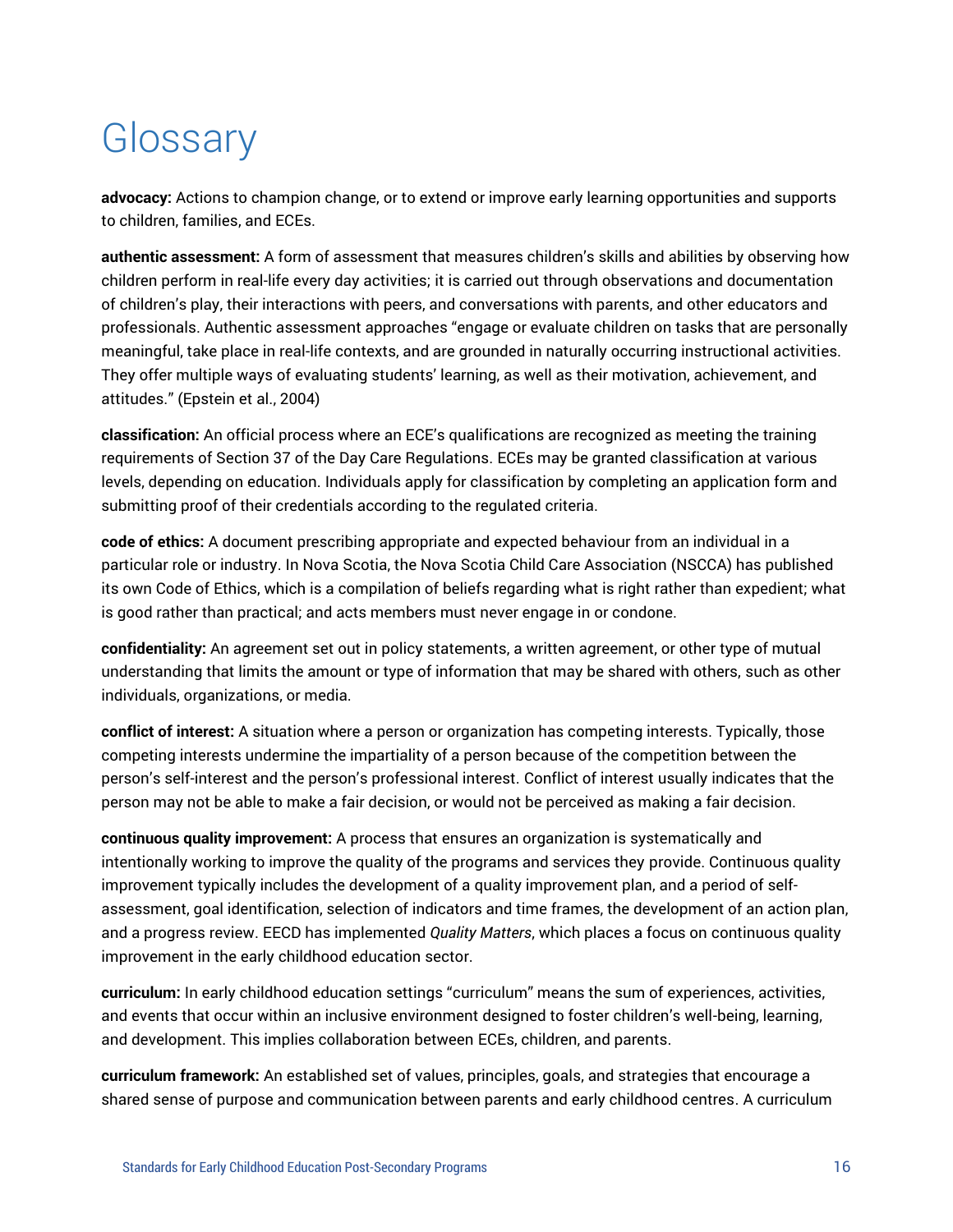# Glossary

**advocacy:** Actions to champion change, or to extend or improve early learning opportunities and supports to children, families, and ECEs.

**authentic assessment:** A form of assessment that measures children's skills and abilities by observing how children perform in real-life every day activities; it is carried out through observations and documentation of children's play, their interactions with peers, and conversations with parents, and other educators and professionals. Authentic assessment approaches "engage or evaluate children on tasks that are personally meaningful, take place in real-life contexts, and are grounded in naturally occurring instructional activities. They offer multiple ways of evaluating students' learning, as well as their motivation, achievement, and attitudes." (Epstein et al., 2004)

**classification:** An official process where an ECE's qualifications are recognized as meeting the training requirements of Section 37 of the Day Care Regulations. ECEs may be granted classification at various levels, depending on education. Individuals apply for classification by completing an application form and submitting proof of their credentials according to the regulated criteria.

**code of ethics:** A document prescribing appropriate and expected behaviour from an individual in a particular role or industry. In Nova Scotia, the Nova Scotia Child Care Association (NSCCA) has published its own Code of Ethics, which is a compilation of beliefs regarding what is right rather than expedient; what is good rather than practical; and acts members must never engage in or condone.

**confidentiality:** An agreement set out in policy statements, a written agreement, or other type of mutual understanding that limits the amount or type of information that may be shared with others, such as other individuals, organizations, or media.

**conflict of interest:** A situation where a person or organization has competing interests. Typically, those competing interests undermine the impartiality of a person because of the competition between the person's self-interest and the person's professional interest. Conflict of interest usually indicates that the person may not be able to make a fair decision, or would not be perceived as making a fair decision.

**continuous quality improvement:** A process that ensures an organization is systematically and intentionally working to improve the quality of the programs and services they provide. Continuous quality improvement typically includes the development of a quality improvement plan, and a period of self-assessment, goal identification, selection of indicators and time frames, the development of an action plan, and a progress review. EECD has implemented *Quality Matters*, which places a focus on continuous quality improvement in the early childhood education sector.

**curriculum:** In early childhood education settings "curriculum" means the sum of experiences, activities, and events that occur within an inclusive environment designed to foster children's well-being, learning, and development. This implies collaboration between ECEs, children, and parents.

**curriculum framework:** An established set of values, principles, goals, and strategies that encourage a shared sense of purpose and communication between parents and early childhood centres. A curriculum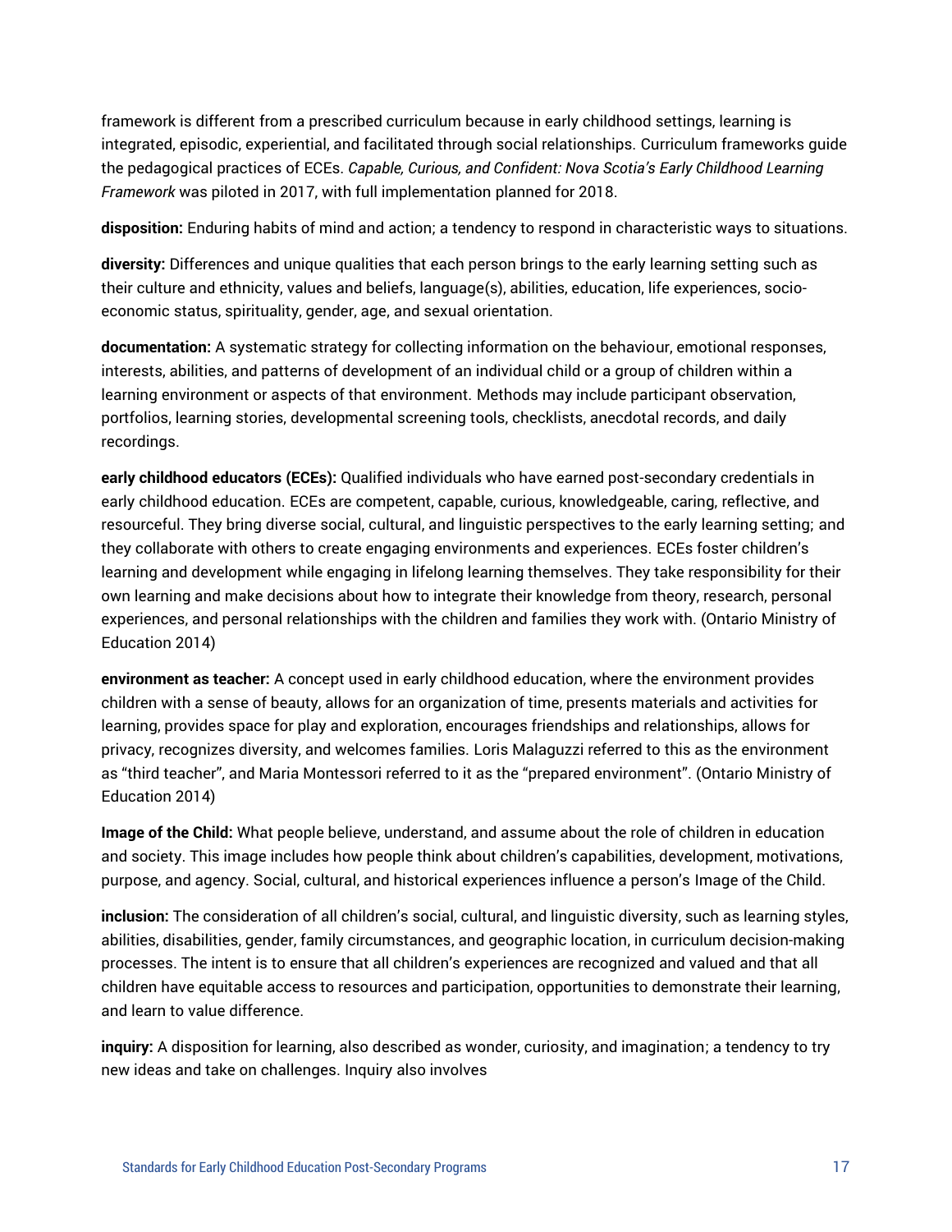framework is different from a prescribed curriculum because in early childhood settings, learning is integrated, episodic, experiential, and facilitated through social relationships. Curriculum frameworks guide the pedagogical practices of ECEs. *Capable, Curious, and Confident: Nova Scotia's Early Childhood Learning Framework* was piloted in 2017, with full implementation planned for 2018.

**disposition:** Enduring habits of mind and action; a tendency to respond in characteristic ways to situations.

**diversity:** Differences and unique qualities that each person brings to the early learning setting such as their culture and ethnicity, values and beliefs, language(s), abilities, education, life experiences, socio-economic status, spirituality, gender, age, and sexual orientation.

**documentation:** A systematic strategy for collecting information on the behaviour, emotional responses, interests, abilities, and patterns of development of an individual child or a group of children within a learning environment or aspects of that environment. Methods may include participant observation, portfolios, learning stories, developmental screening tools, checklists, anecdotal records, and daily recordings.

**early childhood educators (ECEs):** Qualified individuals who have earned post-secondary credentials in early childhood education. ECEs are competent, capable, curious, knowledgeable, caring, reflective, and resourceful. They bring diverse social, cultural, and linguistic perspectives to the early learning setting; and they collaborate with others to create engaging environments and experiences. ECEs foster children's learning and development while engaging in lifelong learning themselves. They take responsibility for their own learning and make decisions about how to integrate their knowledge from theory, research, personal experiences, and personal relationships with the children and families they work with. (Ontario Ministry of Education 2014)

**environment as teacher:** A concept used in early childhood education, where the environment provides children with a sense of beauty, allows for an organization of time, presents materials and activities for learning, provides space for play and exploration, encourages friendships and relationships, allows for privacy, recognizes diversity, and welcomes families. Loris Malaguzzi referred to this as the environment as "third teacher", and Maria Montessori referred to it as the "prepared environment". (Ontario Ministry of Education 2014)

**Image of the Child:** What people believe, understand, and assume about the role of children in education and society. This image includes how people think about children's capabilities, development, motivations, purpose, and agency. Social, cultural, and historical experiences influence a person's Image of the Child.

**inclusion:** The consideration of all children's social, cultural, and linguistic diversity, such as learning styles, abilities, disabilities, gender, family circumstances, and geographic location, in curriculum decision-making processes. The intent is to ensure that all children's experiences are recognized and valued and that all children have equitable access to resources and participation, opportunities to demonstrate their learning, and learn to value difference.

**inquiry:** A disposition for learning, also described as wonder, curiosity, and imagination; a tendency to try new ideas and take on challenges. Inquiry also involves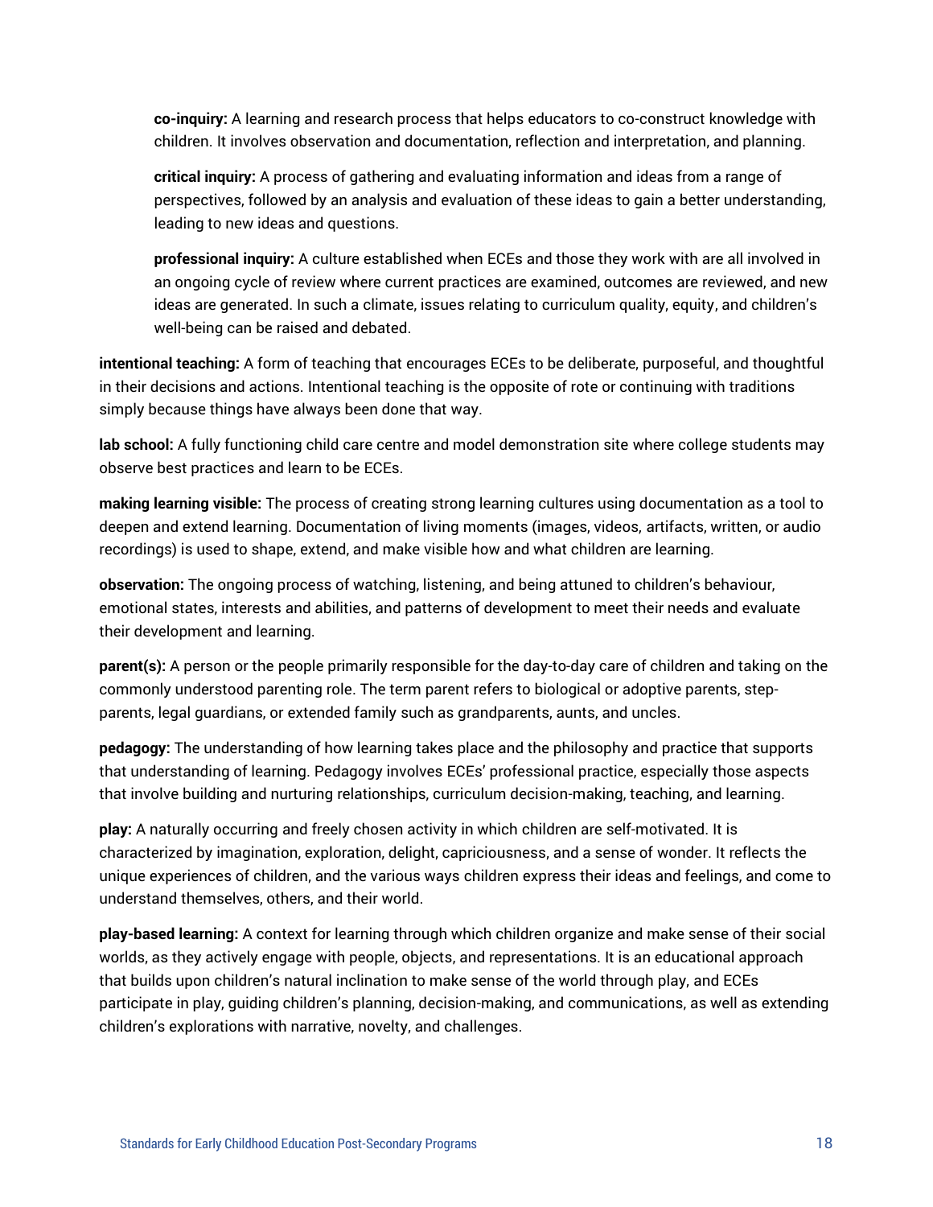> **co-inquiry:** A learning and research process that helps educators to co-construct knowledge with children. It involves observation and documentation, reflection and interpretation, and planning.
>
> **critical inquiry:** A process of gathering and evaluating information and ideas from a range of perspectives, followed by an analysis and evaluation of these ideas to gain a better understanding, leading to new ideas and questions.
>
> **professional inquiry:** A culture established when ECEs and those they work with are all involved in an ongoing cycle of review where current practices are examined, outcomes are reviewed, and new ideas are generated. In such a climate, issues relating to curriculum quality, equity, and children's well-being can be raised and debated.

**intentional teaching:** A form of teaching that encourages ECEs to be deliberate, purposeful, and thoughtful in their decisions and actions. Intentional teaching is the opposite of rote or continuing with traditions simply because things have always been done that way.

**lab school:** A fully functioning child care centre and model demonstration site where college students may observe best practices and learn to be ECEs.

**making learning visible:** The process of creating strong learning cultures using documentation as a tool to deepen and extend learning. Documentation of living moments (images, videos, artifacts, written, or audio recordings) is used to shape, extend, and make visible how and what children are learning.

**observation:** The ongoing process of watching, listening, and being attuned to children's behaviour, emotional states, interests and abilities, and patterns of development to meet their needs and evaluate their development and learning.

**parent(s):** A person or the people primarily responsible for the day-to-day care of children and taking on the commonly understood parenting role. The term parent refers to biological or adoptive parents, step-parents, legal guardians, or extended family such as grandparents, aunts, and uncles.

**pedagogy:** The understanding of how learning takes place and the philosophy and practice that supports that understanding of learning. Pedagogy involves ECEs' professional practice, especially those aspects that involve building and nurturing relationships, curriculum decision-making, teaching, and learning.

**play:** A naturally occurring and freely chosen activity in which children are self-motivated. It is characterized by imagination, exploration, delight, capriciousness, and a sense of wonder. It reflects the unique experiences of children, and the various ways children express their ideas and feelings, and come to understand themselves, others, and their world.

**play-based learning:** A context for learning through which children organize and make sense of their social worlds, as they actively engage with people, objects, and representations. It is an educational approach that builds upon children's natural inclination to make sense of the world through play, and ECEs participate in play, guiding children's planning, decision-making, and communications, as well as extending children's explorations with narrative, novelty, and challenges.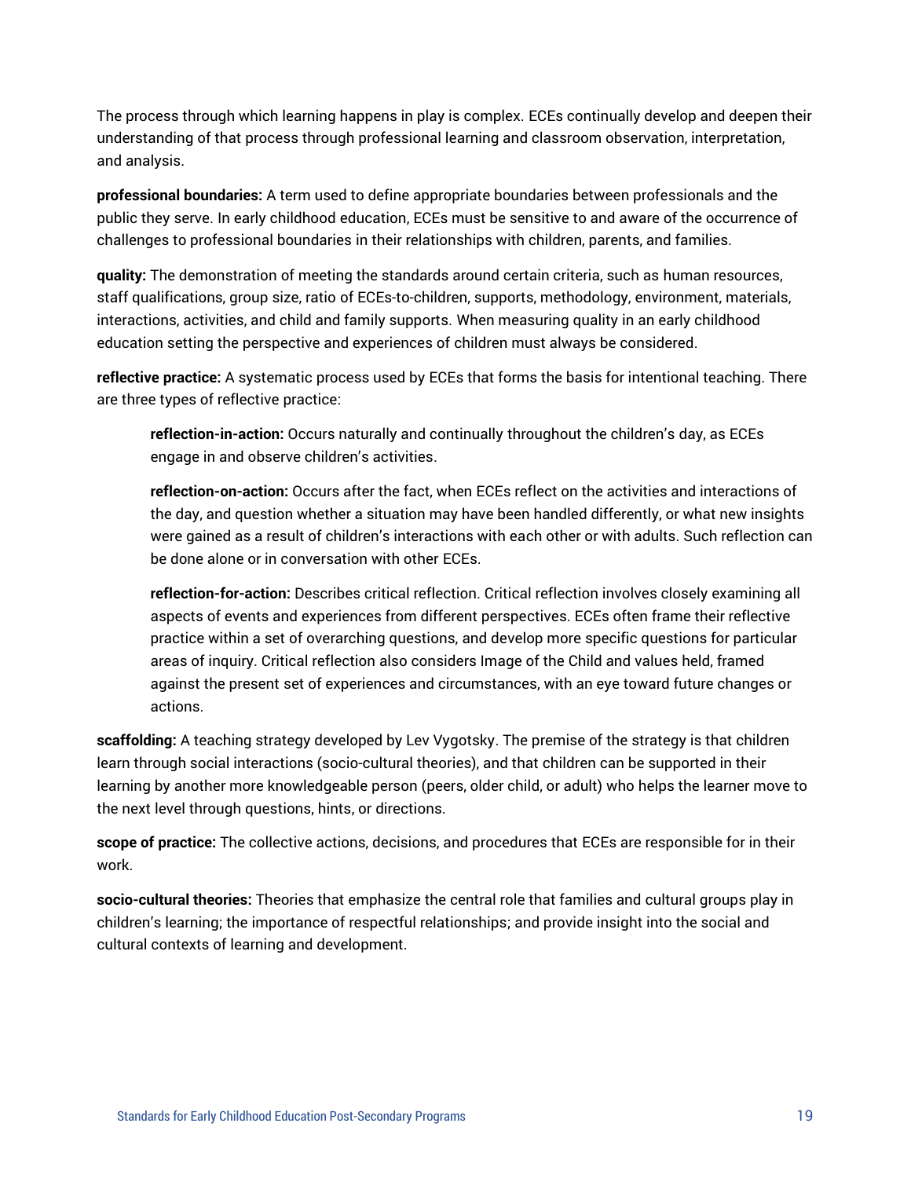The process through which learning happens in play is complex. ECEs continually develop and deepen their understanding of that process through professional learning and classroom observation, interpretation, and analysis.

**professional boundaries:** A term used to define appropriate boundaries between professionals and the public they serve. In early childhood education, ECEs must be sensitive to and aware of the occurrence of challenges to professional boundaries in their relationships with children, parents, and families.

**quality:** The demonstration of meeting the standards around certain criteria, such as human resources, staff qualifications, group size, ratio of ECEs-to-children, supports, methodology, environment, materials, interactions, activities, and child and family supports. When measuring quality in an early childhood education setting the perspective and experiences of children must always be considered.

**reflective practice:** A systematic process used by ECEs that forms the basis for intentional teaching. There are three types of reflective practice:

> **reflection-in-action:** Occurs naturally and continually throughout the children's day, as ECEs engage in and observe children's activities.
>
> **reflection-on-action:** Occurs after the fact, when ECEs reflect on the activities and interactions of the day, and question whether a situation may have been handled differently, or what new insights were gained as a result of children's interactions with each other or with adults. Such reflection can be done alone or in conversation with other ECEs.
>
> **reflection-for-action:** Describes critical reflection. Critical reflection involves closely examining all aspects of events and experiences from different perspectives. ECEs often frame their reflective practice within a set of overarching questions, and develop more specific questions for particular areas of inquiry. Critical reflection also considers Image of the Child and values held, framed against the present set of experiences and circumstances, with an eye toward future changes or actions.

**scaffolding:** A teaching strategy developed by Lev Vygotsky. The premise of the strategy is that children learn through social interactions (socio-cultural theories), and that children can be supported in their learning by another more knowledgeable person (peers, older child, or adult) who helps the learner move to the next level through questions, hints, or directions.

**scope of practice:** The collective actions, decisions, and procedures that ECEs are responsible for in their work.

**socio-cultural theories:** Theories that emphasize the central role that families and cultural groups play in children's learning; the importance of respectful relationships; and provide insight into the social and cultural contexts of learning and development.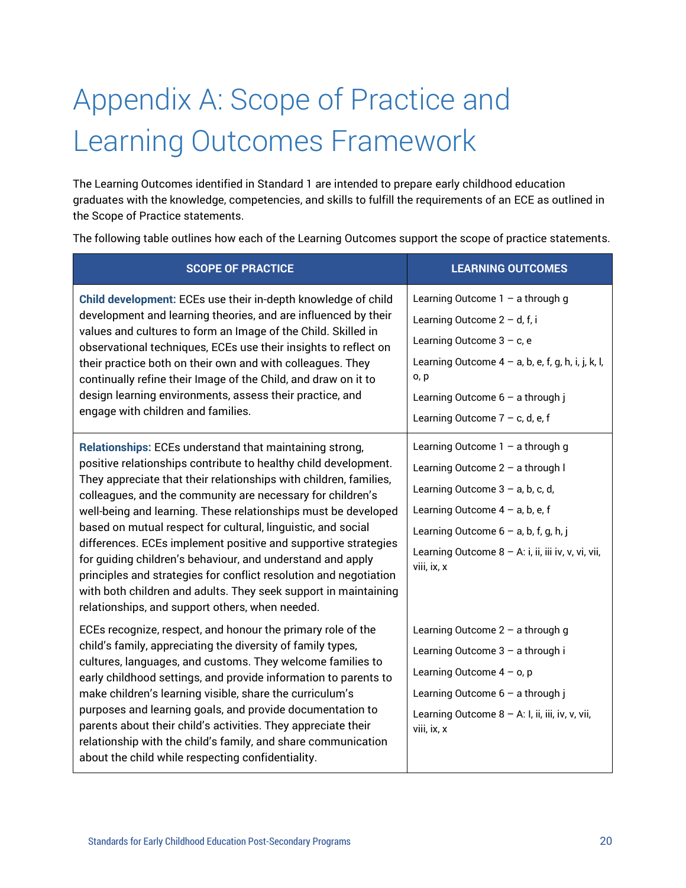# Appendix A: Scope of Practice and Learning Outcomes Framework

The Learning Outcomes identified in Standard 1 are intended to prepare early childhood education graduates with the knowledge, competencies, and skills to fulfill the requirements of an ECE as outlined in the Scope of Practice statements.

The following table outlines how each of the Learning Outcomes support the scope of practice statements.

| SCOPE OF PRACTICE | LEARNING OUTCOMES |
| --- | --- |
| **Child development:** ECEs use their in-depth knowledge of child development and learning theories, and are influenced by their values and cultures to form an Image of the Child. Skilled in observational techniques, ECEs use their insights to reflect on their practice both on their own and with colleagues. They continually refine their Image of the Child, and draw on it to design learning environments, assess their practice, and engage with children and families. | Learning Outcome 1 – a through g<br>Learning Outcome 2 – d, f, i<br>Learning Outcome 3 – c, e<br>Learning Outcome 4 – a, b, e, f, g, h, i, j, k, l, o, p<br>Learning Outcome 6 – a through j<br>Learning Outcome 7 – c, d, e, f |
| **Relationships:** ECEs understand that maintaining strong, positive relationships contribute to healthy child development. They appreciate that their relationships with children, families, colleagues, and the community are necessary for children's well-being and learning. These relationships must be developed based on mutual respect for cultural, linguistic, and social differences. ECEs implement positive and supportive strategies for guiding children's behaviour, and understand and apply principles and strategies for conflict resolution and negotiation with both children and adults. They seek support in maintaining relationships, and support others, when needed. | Learning Outcome 1 – a through g<br>Learning Outcome 2 – a through l<br>Learning Outcome 3 – a, b, c, d,<br>Learning Outcome 4 – a, b, e, f<br>Learning Outcome 6 – a, b, f, g, h, j<br>Learning Outcome 8 – A: i, ii, iii iv, v, vi, vii, viii, ix, x |
| ECEs recognize, respect, and honour the primary role of the child's family, appreciating the diversity of family types, cultures, languages, and customs. They welcome families to early childhood settings, and provide information to parents to make children's learning visible, share the curriculum's purposes and learning goals, and provide documentation to parents about their child's activities. They appreciate their relationship with the child's family, and share communication about the child while respecting confidentiality. | Learning Outcome 2 – a through g<br>Learning Outcome 3 – a through i<br>Learning Outcome 4 – o, p<br>Learning Outcome 6 – a through j<br>Learning Outcome 8 – A: I, ii, iii, iv, v, vii, viii, ix, x |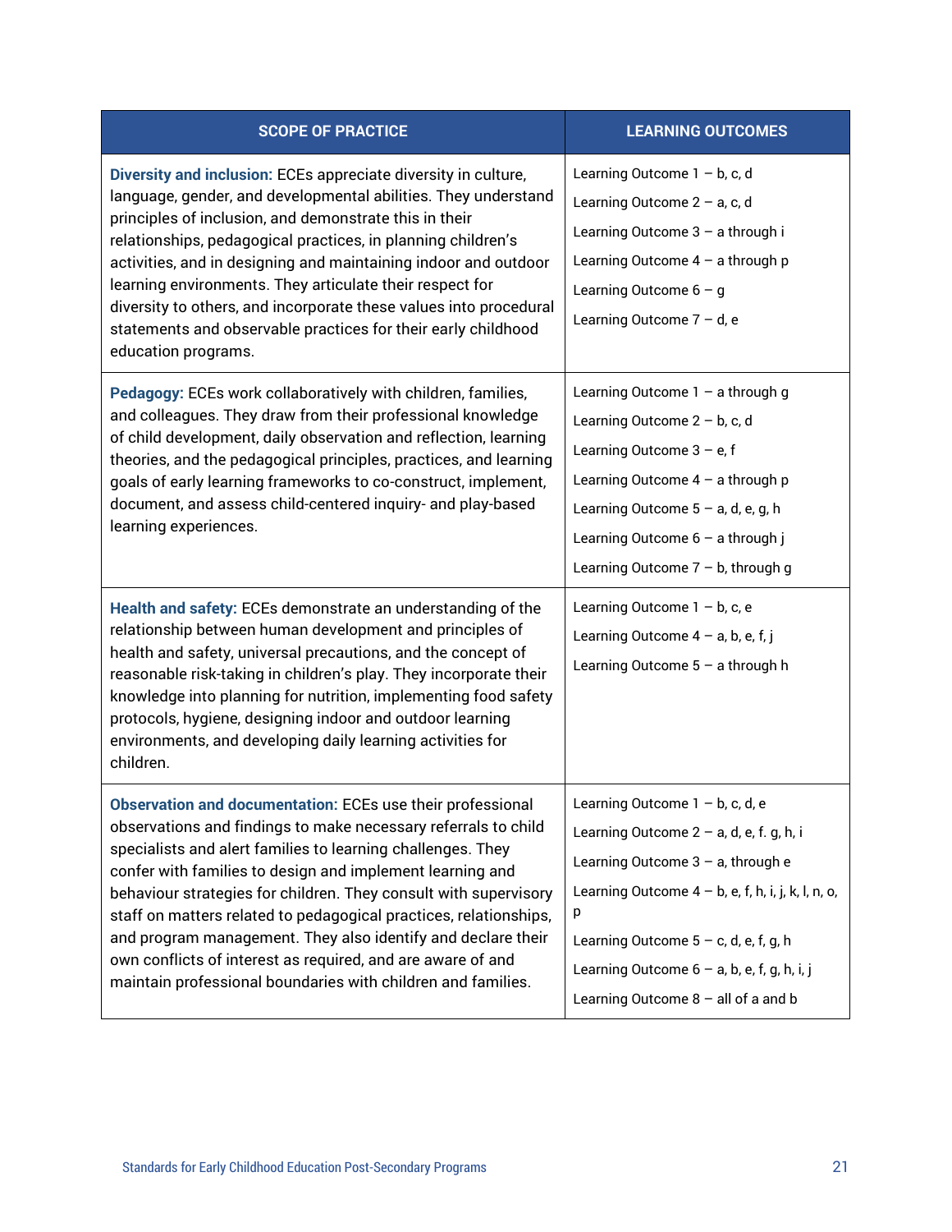| SCOPE OF PRACTICE | LEARNING OUTCOMES |
|---|---|
| **Diversity and inclusion:** ECEs appreciate diversity in culture, language, gender, and developmental abilities. They understand principles of inclusion, and demonstrate this in their relationships, pedagogical practices, in planning children's activities, and in designing and maintaining indoor and outdoor learning environments. They articulate their respect for diversity to others, and incorporate these values into procedural statements and observable practices for their early childhood education programs. | Learning Outcome 1 – b, c, d<br>Learning Outcome 2 – a, c, d<br>Learning Outcome 3 – a through i<br>Learning Outcome 4 – a through p<br>Learning Outcome 6 – g<br>Learning Outcome 7 – d, e |
| **Pedagogy:** ECEs work collaboratively with children, families, and colleagues. They draw from their professional knowledge of child development, daily observation and reflection, learning theories, and the pedagogical principles, practices, and learning goals of early learning frameworks to co-construct, implement, document, and assess child-centered inquiry- and play-based learning experiences. | Learning Outcome 1 – a through g<br>Learning Outcome 2 – b, c, d<br>Learning Outcome 3 – e, f<br>Learning Outcome 4 – a through p<br>Learning Outcome 5 – a, d, e, g, h<br>Learning Outcome 6 – a through j<br>Learning Outcome 7 – b, through g |
| **Health and safety:** ECEs demonstrate an understanding of the relationship between human development and principles of health and safety, universal precautions, and the concept of reasonable risk-taking in children's play. They incorporate their knowledge into planning for nutrition, implementing food safety protocols, hygiene, designing indoor and outdoor learning environments, and developing daily learning activities for children. | Learning Outcome 1 – b, c, e<br>Learning Outcome 4 – a, b, e, f, j<br>Learning Outcome 5 – a through h |
| **Observation and documentation:** ECEs use their professional observations and findings to make necessary referrals to child specialists and alert families to learning challenges. They confer with families to design and implement learning and behaviour strategies for children. They consult with supervisory staff on matters related to pedagogical practices, relationships, and program management. They also identify and declare their own conflicts of interest as required, and are aware of and maintain professional boundaries with children and families. | Learning Outcome 1 – b, c, d, e<br>Learning Outcome 2 – a, d, e, f. g, h, i<br>Learning Outcome 3 – a, through e<br>Learning Outcome 4 – b, e, f, h, i, j, k, l, n, o, p<br>Learning Outcome 5 – c, d, e, f, g, h<br>Learning Outcome 6 – a, b, e, f, g, h, i, j<br>Learning Outcome 8 – all of a and b |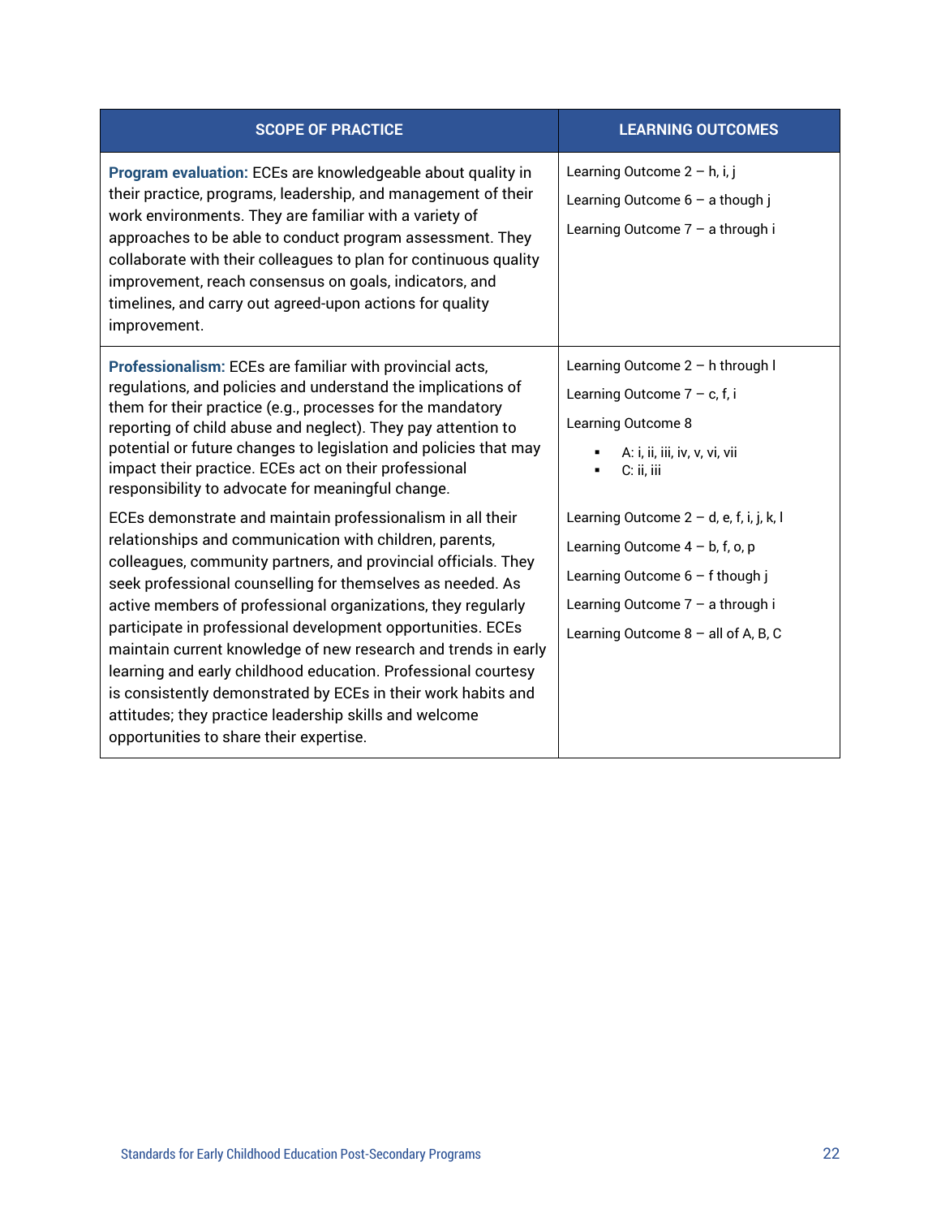| SCOPE OF PRACTICE | LEARNING OUTCOMES |
|---|---|
| **Program evaluation:** ECEs are knowledgeable about quality in their practice, programs, leadership, and management of their work environments. They are familiar with a variety of approaches to be able to conduct program assessment. They collaborate with their colleagues to plan for continuous quality improvement, reach consensus on goals, indicators, and timelines, and carry out agreed-upon actions for quality improvement. | Learning Outcome 2 – h, i, j<br><br>Learning Outcome 6 – a though j<br><br>Learning Outcome 7 – a through i |
| **Professionalism:** ECEs are familiar with provincial acts, regulations, and policies and understand the implications of them for their practice (e.g., processes for the mandatory reporting of child abuse and neglect). They pay attention to potential or future changes to legislation and policies that may impact their practice. ECEs act on their professional responsibility to advocate for meaningful change. | Learning Outcome 2 – h through l<br><br>Learning Outcome 7 – c, f, i<br><br>Learning Outcome 8<br>▪ A: i, ii, iii, iv, v, vi, vii<br>▪ C: ii, iii |
| ECEs demonstrate and maintain professionalism in all their relationships and communication with children, parents, colleagues, community partners, and provincial officials. They seek professional counselling for themselves as needed. As active members of professional organizations, they regularly participate in professional development opportunities. ECEs maintain current knowledge of new research and trends in early learning and early childhood education. Professional courtesy is consistently demonstrated by ECEs in their work habits and attitudes; they practice leadership skills and welcome opportunities to share their expertise. | Learning Outcome 2 – d, e, f, i, j, k, l<br><br>Learning Outcome 4 – b, f, o, p<br><br>Learning Outcome 6 – f though j<br><br>Learning Outcome 7 – a through i<br><br>Learning Outcome 8 – all of A, B, C |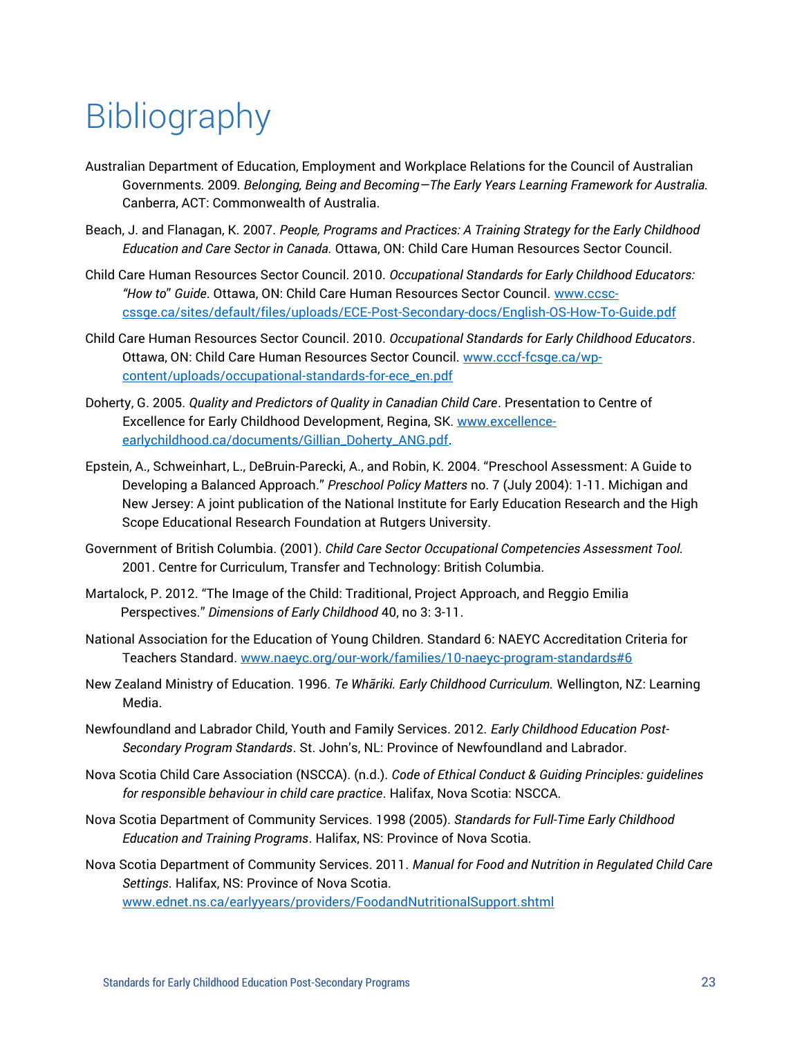# Bibliography

Australian Department of Education, Employment and Workplace Relations for the Council of Australian Governments. 2009. *Belonging, Being and Becoming—The Early Years Learning Framework for Australia.* Canberra, ACT: Commonwealth of Australia.

Beach, J. and Flanagan, K. 2007. *People, Programs and Practices: A Training Strategy for the Early Childhood Education and Care Sector in Canada.* Ottawa, ON: Child Care Human Resources Sector Council.

Child Care Human Resources Sector Council. 2010. *Occupational Standards for Early Childhood Educators: "How to" Guide*. Ottawa, ON: Child Care Human Resources Sector Council. www.ccsc-cssge.ca/sites/default/files/uploads/ECE-Post-Secondary-docs/English-OS-How-To-Guide.pdf

Child Care Human Resources Sector Council. 2010. *Occupational Standards for Early Childhood Educators*. Ottawa, ON: Child Care Human Resources Sector Council. www.cccf-fcsge.ca/wp-content/uploads/occupational-standards-for-ece_en.pdf

Doherty, G. 2005. *Quality and Predictors of Quality in Canadian Child Care*. Presentation to Centre of Excellence for Early Childhood Development, Regina, SK. www.excellence-earlychildhood.ca/documents/Gillian_Doherty_ANG.pdf.

Epstein, A., Schweinhart, L., DeBruin-Parecki, A., and Robin, K. 2004. "Preschool Assessment: A Guide to Developing a Balanced Approach." *Preschool Policy Matters* no. 7 (July 2004): 1-11. Michigan and New Jersey: A joint publication of the National Institute for Early Education Research and the High Scope Educational Research Foundation at Rutgers University.

Government of British Columbia. (2001). *Child Care Sector Occupational Competencies Assessment Tool.* 2001. Centre for Curriculum, Transfer and Technology: British Columbia.

Martalock, P. 2012. "The Image of the Child: Traditional, Project Approach, and Reggio Emilia Perspectives." *Dimensions of Early Childhood* 40, no 3: 3-11.

National Association for the Education of Young Children. Standard 6: NAEYC Accreditation Criteria for Teachers Standard. www.naeyc.org/our-work/families/10-naeyc-program-standards#6

New Zealand Ministry of Education. 1996. *Te Whāriki. Early Childhood Curriculum.* Wellington, NZ: Learning Media.

Newfoundland and Labrador Child, Youth and Family Services. 2012. *Early Childhood Education Post-Secondary Program Standards*. St. John's, NL: Province of Newfoundland and Labrador.

Nova Scotia Child Care Association (NSCCA). (n.d.). *Code of Ethical Conduct & Guiding Principles: guidelines for responsible behaviour in child care practice*. Halifax, Nova Scotia: NSCCA.

Nova Scotia Department of Community Services. 1998 (2005). *Standards for Full-Time Early Childhood Education and Training Programs*. Halifax, NS: Province of Nova Scotia.

Nova Scotia Department of Community Services. 2011. *Manual for Food and Nutrition in Regulated Child Care Settings*. Halifax, NS: Province of Nova Scotia. www.ednet.ns.ca/earlyyears/providers/FoodandNutritionalSupport.shtml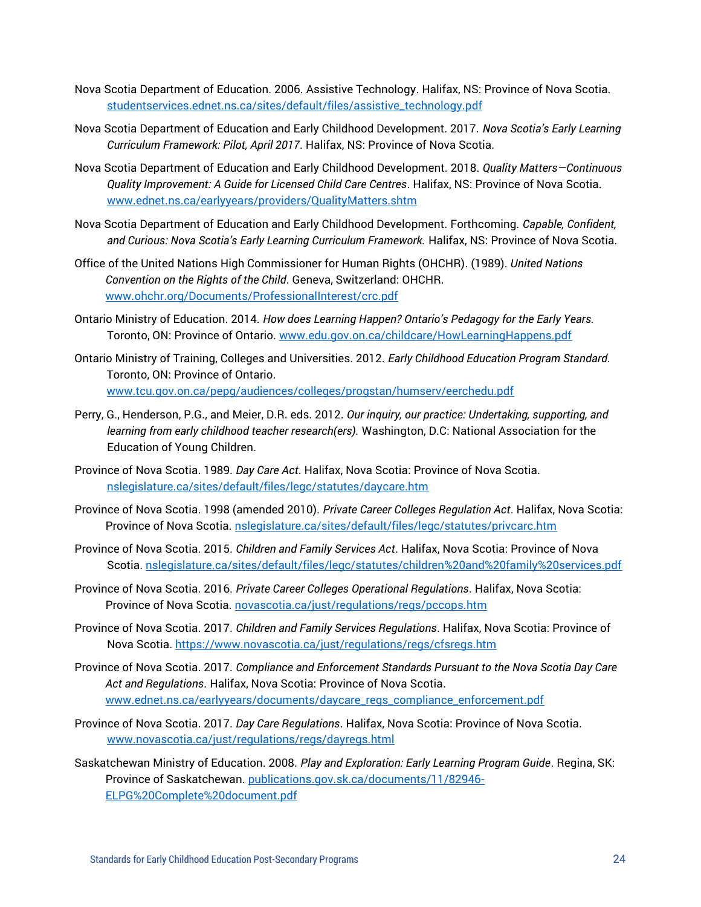Nova Scotia Department of Education. 2006. Assistive Technology. Halifax, NS: Province of Nova Scotia. studentservices.ednet.ns.ca/sites/default/files/assistive_technology.pdf

Nova Scotia Department of Education and Early Childhood Development. 2017. *Nova Scotia's Early Learning Curriculum Framework: Pilot, April 2017*. Halifax, NS: Province of Nova Scotia.

Nova Scotia Department of Education and Early Childhood Development. 2018. *Quality Matters—Continuous Quality Improvement: A Guide for Licensed Child Care Centres*. Halifax, NS: Province of Nova Scotia. www.ednet.ns.ca/earlyyears/providers/QualityMatters.shtm

Nova Scotia Department of Education and Early Childhood Development. Forthcoming. *Capable, Confident, and Curious: Nova Scotia's Early Learning Curriculum Framework.* Halifax, NS: Province of Nova Scotia.

Office of the United Nations High Commissioner for Human Rights (OHCHR). (1989). *United Nations Convention on the Rights of the Child*. Geneva, Switzerland: OHCHR. www.ohchr.org/Documents/ProfessionalInterest/crc.pdf

Ontario Ministry of Education. 2014. *How does Learning Happen? Ontario's Pedagogy for the Early Years.* Toronto, ON: Province of Ontario. www.edu.gov.on.ca/childcare/HowLearningHappens.pdf

Ontario Ministry of Training, Colleges and Universities. 2012. *Early Childhood Education Program Standard.* Toronto, ON: Province of Ontario. www.tcu.gov.on.ca/pepg/audiences/colleges/progstan/humserv/eerchedu.pdf

Perry, G., Henderson, P.G., and Meier, D.R. eds. 2012. *Our inquiry, our practice: Undertaking, supporting, and learning from early childhood teacher research(ers).* Washington, D.C: National Association for the Education of Young Children.

Province of Nova Scotia. 1989. *Day Care Act*. Halifax, Nova Scotia: Province of Nova Scotia. nslegislature.ca/sites/default/files/legc/statutes/daycare.htm

Province of Nova Scotia. 1998 (amended 2010). *Private Career Colleges Regulation Act*. Halifax, Nova Scotia: Province of Nova Scotia. nslegislature.ca/sites/default/files/legc/statutes/privcarc.htm

Province of Nova Scotia. 2015. *Children and Family Services Act*. Halifax, Nova Scotia: Province of Nova Scotia. nslegislature.ca/sites/default/files/legc/statutes/children%20and%20family%20services.pdf

Province of Nova Scotia. 2016. *Private Career Colleges Operational Regulations*. Halifax, Nova Scotia: Province of Nova Scotia. novascotia.ca/just/regulations/regs/pccops.htm

Province of Nova Scotia. 2017. *Children and Family Services Regulations*. Halifax, Nova Scotia: Province of Nova Scotia. https://www.novascotia.ca/just/regulations/regs/cfsregs.htm

Province of Nova Scotia. 2017. *Compliance and Enforcement Standards Pursuant to the Nova Scotia Day Care Act and Regulations*. Halifax, Nova Scotia: Province of Nova Scotia. www.ednet.ns.ca/earlyyears/documents/daycare_regs_compliance_enforcement.pdf

Province of Nova Scotia. 2017. *Day Care Regulations*. Halifax, Nova Scotia: Province of Nova Scotia. www.novascotia.ca/just/regulations/regs/dayregs.html

Saskatchewan Ministry of Education. 2008. *Play and Exploration: Early Learning Program Guide*. Regina, SK: Province of Saskatchewan. publications.gov.sk.ca/documents/11/82946-ELPG%20Complete%20document.pdf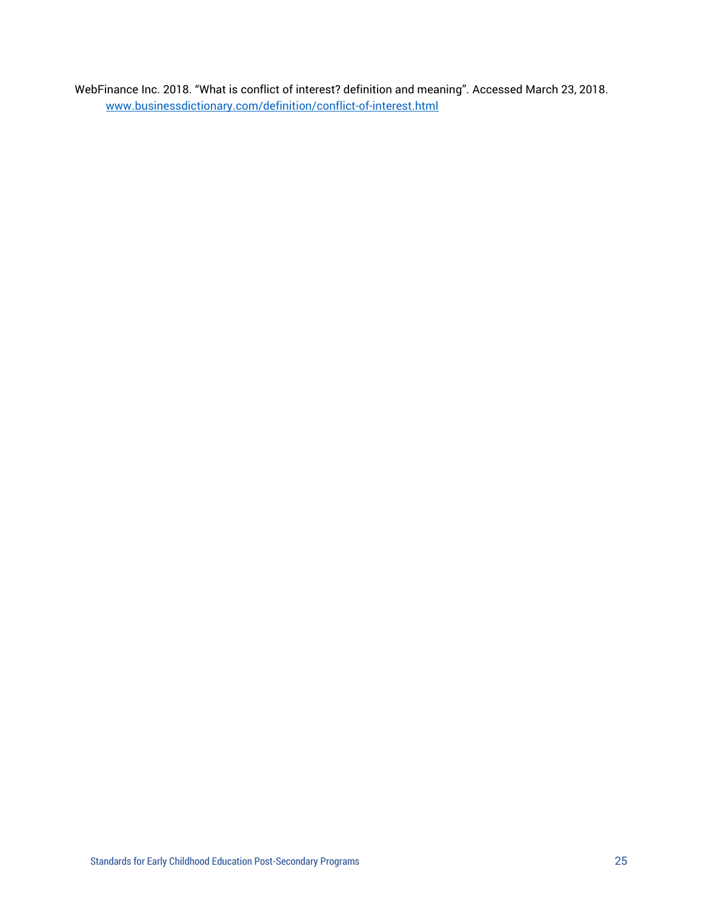WebFinance Inc. 2018. “What is conflict of interest? definition and meaning”. Accessed March 23, 2018. [www.businessdictionary.com/definition/conflict-of-interest.html](www.businessdictionary.com/definition/conflict-of-interest.html)